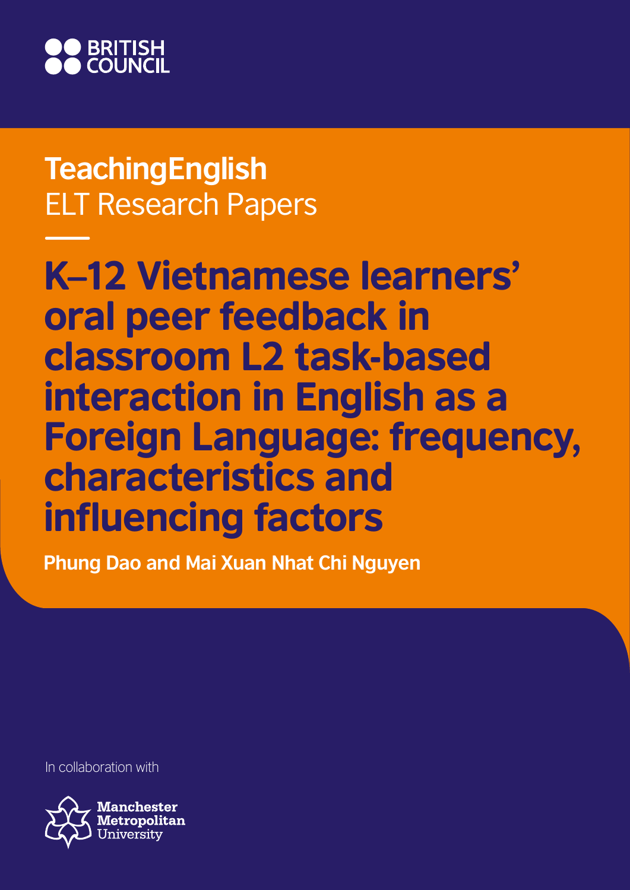BRITISH COUNCIL

**TeachingEnglish**
ELT Research Papers

# K–12 Vietnamese learners' oral peer feedback in classroom L2 task-based interaction in English as a Foreign Language: frequency, characteristics and influencing factors

**Phung Dao and Mai Xuan Nhat Chi Nguyen**

In collaboration with

Manchester Metropolitan University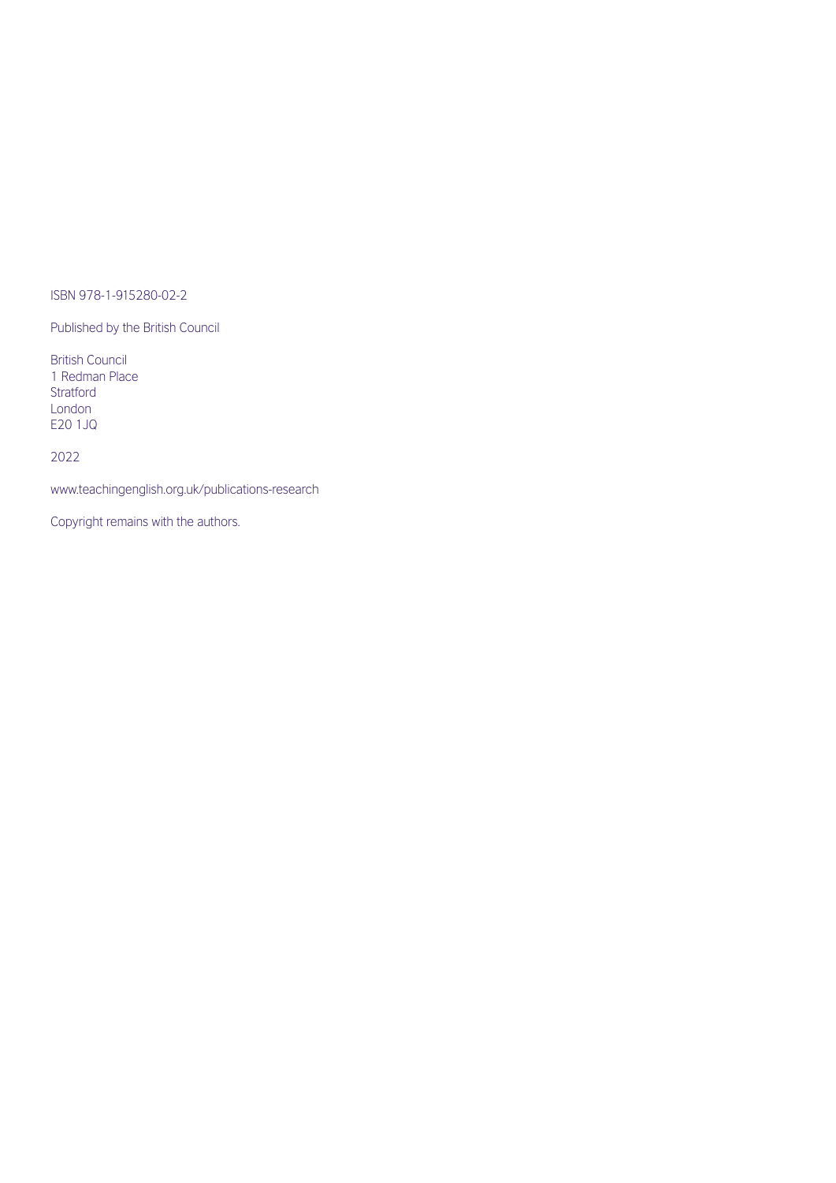ISBN 978-1-915280-02-2

Published by the British Council

British Council  
1 Redman Place  
Stratford  
London  
E20 1JQ

2022

www.teachingenglish.org.uk/publications-research

Copyright remains with the authors.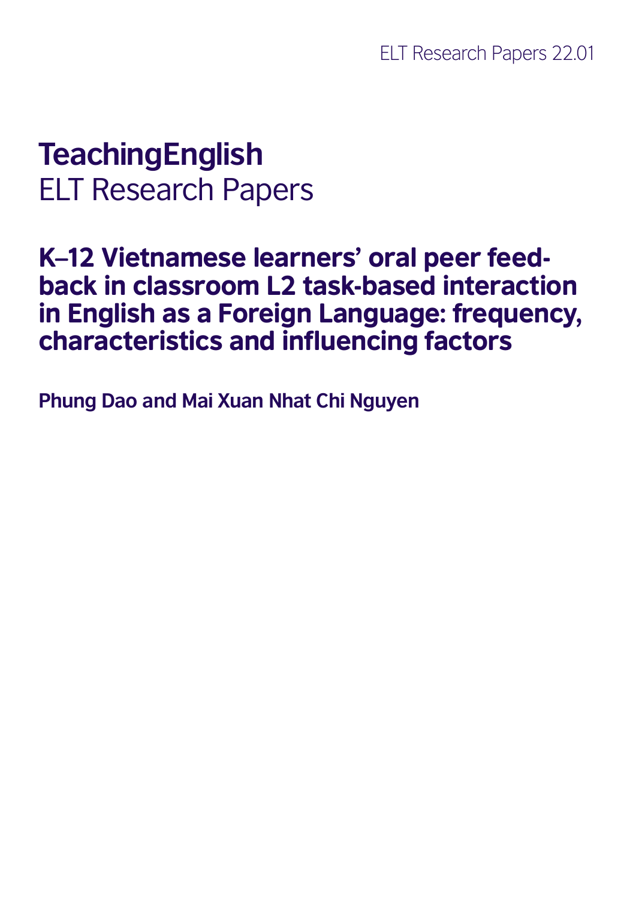# TeachingEnglish

ELT Research Papers

## K–12 Vietnamese learners' oral peer feedback in classroom L2 task-based interaction in English as a Foreign Language: frequency, characteristics and influencing factors

**Phung Dao and Mai Xuan Nhat Chi Nguyen**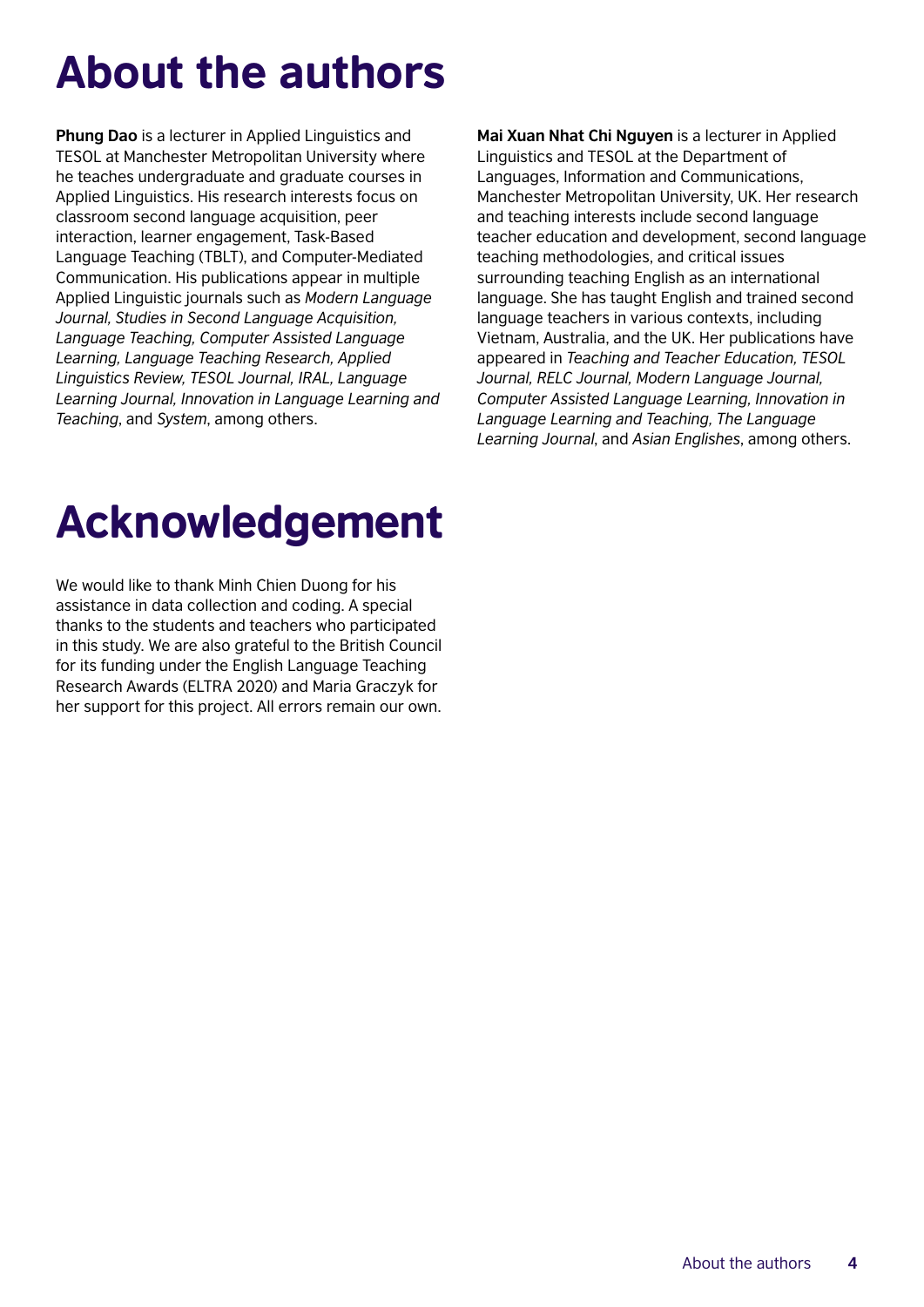# About the authors

**Phung Dao** is a lecturer in Applied Linguistics and TESOL at Manchester Metropolitan University where he teaches undergraduate and graduate courses in Applied Linguistics. His research interests focus on classroom second language acquisition, peer interaction, learner engagement, Task-Based Language Teaching (TBLT), and Computer-Mediated Communication. His publications appear in multiple Applied Linguistic journals such as *Modern Language Journal, Studies in Second Language Acquisition, Language Teaching, Computer Assisted Language Learning, Language Teaching Research, Applied Linguistics Review, TESOL Journal, IRAL, Language Learning Journal, Innovation in Language Learning and Teaching*, and *System*, among others.

**Mai Xuan Nhat Chi Nguyen** is a lecturer in Applied Linguistics and TESOL at the Department of Languages, Information and Communications, Manchester Metropolitan University, UK. Her research and teaching interests include second language teacher education and development, second language teaching methodologies, and critical issues surrounding teaching English as an international language. She has taught English and trained second language teachers in various contexts, including Vietnam, Australia, and the UK. Her publications have appeared in *Teaching and Teacher Education, TESOL Journal, RELC Journal, Modern Language Journal, Computer Assisted Language Learning, Innovation in Language Learning and Teaching, The Language Learning Journal*, and *Asian Englishes*, among others.

# Acknowledgement

We would like to thank Minh Chien Duong for his assistance in data collection and coding. A special thanks to the students and teachers who participated in this study. We are also grateful to the British Council for its funding under the English Language Teaching Research Awards (ELTRA 2020) and Maria Graczyk for her support for this project. All errors remain our own.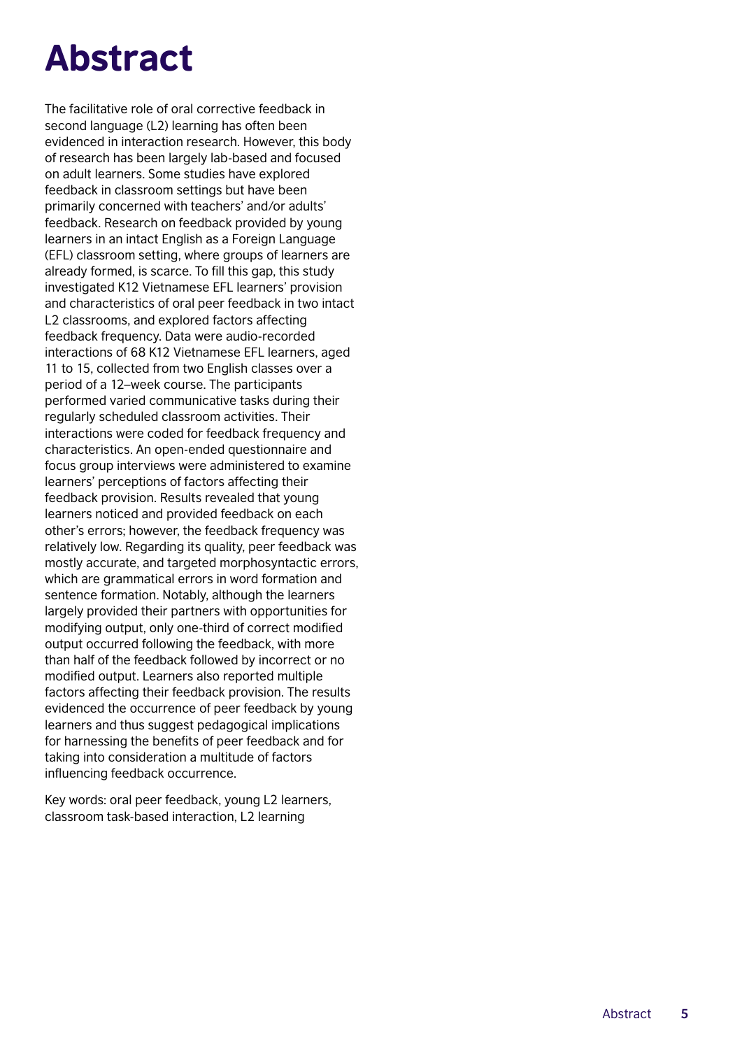# Abstract

The facilitative role of oral corrective feedback in second language (L2) learning has often been evidenced in interaction research. However, this body of research has been largely lab-based and focused on adult learners. Some studies have explored feedback in classroom settings but have been primarily concerned with teachers' and/or adults' feedback. Research on feedback provided by young learners in an intact English as a Foreign Language (EFL) classroom setting, where groups of learners are already formed, is scarce. To fill this gap, this study investigated K12 Vietnamese EFL learners' provision and characteristics of oral peer feedback in two intact L2 classrooms, and explored factors affecting feedback frequency. Data were audio-recorded interactions of 68 K12 Vietnamese EFL learners, aged 11 to 15, collected from two English classes over a period of a 12–week course. The participants performed varied communicative tasks during their regularly scheduled classroom activities. Their interactions were coded for feedback frequency and characteristics. An open-ended questionnaire and focus group interviews were administered to examine learners' perceptions of factors affecting their feedback provision. Results revealed that young learners noticed and provided feedback on each other's errors; however, the feedback frequency was relatively low. Regarding its quality, peer feedback was mostly accurate, and targeted morphosyntactic errors, which are grammatical errors in word formation and sentence formation. Notably, although the learners largely provided their partners with opportunities for modifying output, only one-third of correct modified output occurred following the feedback, with more than half of the feedback followed by incorrect or no modified output. Learners also reported multiple factors affecting their feedback provision. The results evidenced the occurrence of peer feedback by young learners and thus suggest pedagogical implications for harnessing the benefits of peer feedback and for taking into consideration a multitude of factors influencing feedback occurrence.

Key words: oral peer feedback, young L2 learners, classroom task-based interaction, L2 learning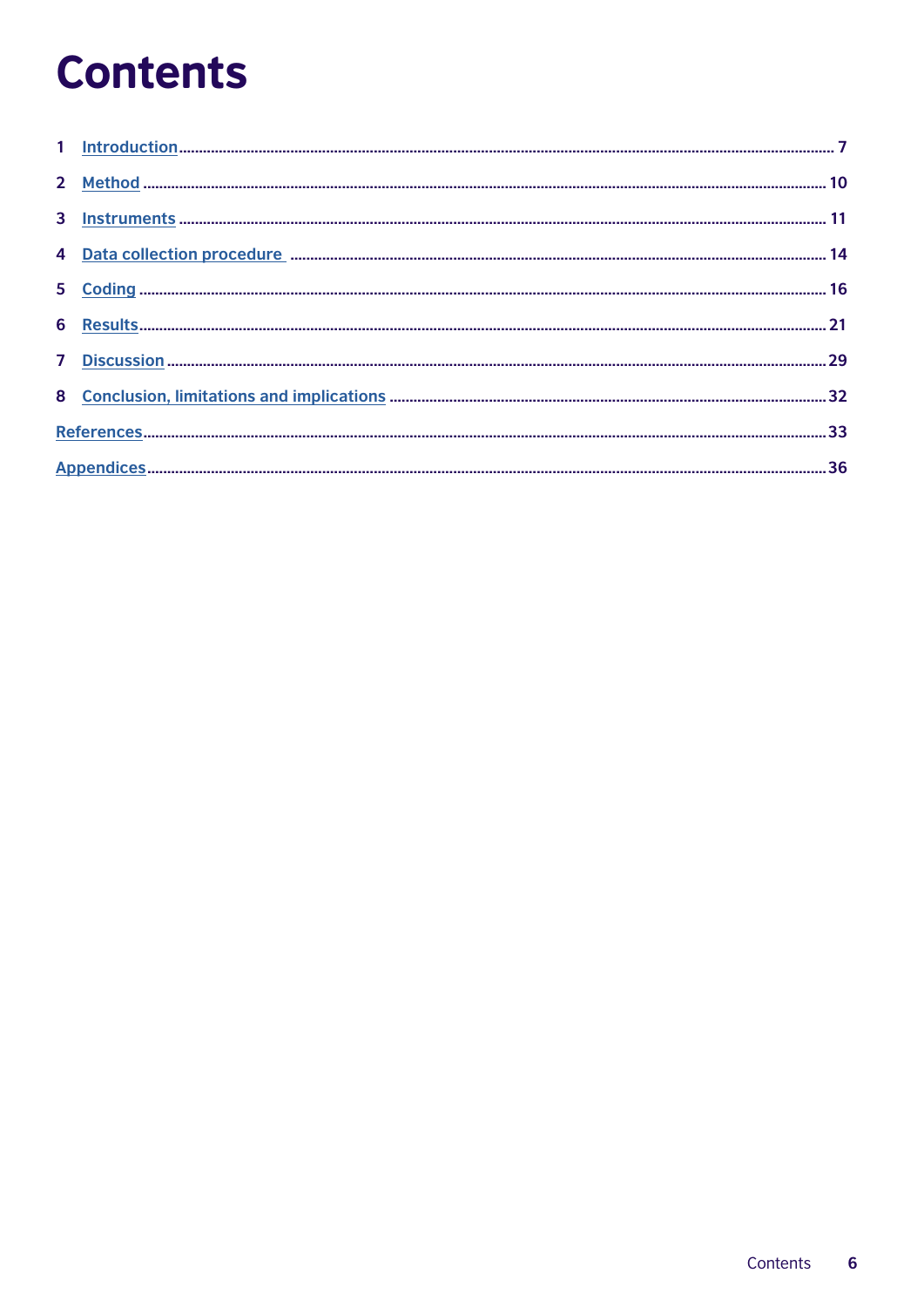# Contents

1 Introduction ..... 7

2 Method ..... 10

3 Instruments ..... 11

4 Data collection procedure ..... 14

5 Coding ..... 16

6 Results ..... 21

7 Discussion ..... 29

8 Conclusion, limitations and implications ..... 32

References ..... 33

Appendices ..... 36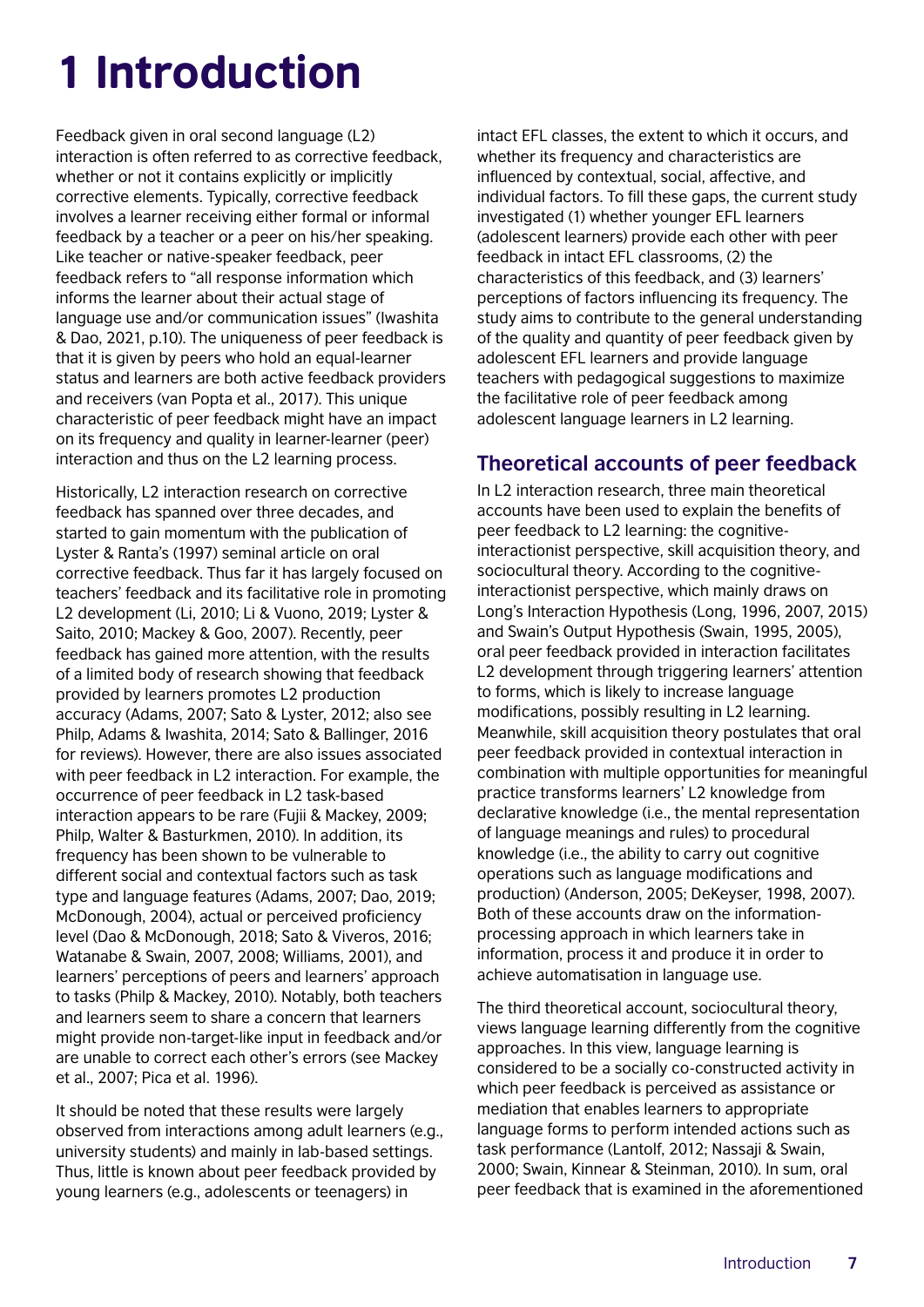# 1 Introduction

Feedback given in oral second language (L2) interaction is often referred to as corrective feedback, whether or not it contains explicitly or implicitly corrective elements. Typically, corrective feedback involves a learner receiving either formal or informal feedback by a teacher or a peer on his/her speaking. Like teacher or native-speaker feedback, peer feedback refers to "all response information which informs the learner about their actual stage of language use and/or communication issues" (Iwashita & Dao, 2021, p.10). The uniqueness of peer feedback is that it is given by peers who hold an equal-learner status and learners are both active feedback providers and receivers (van Popta et al., 2017). This unique characteristic of peer feedback might have an impact on its frequency and quality in learner-learner (peer) interaction and thus on the L2 learning process.

Historically, L2 interaction research on corrective feedback has spanned over three decades, and started to gain momentum with the publication of Lyster & Ranta's (1997) seminal article on oral corrective feedback. Thus far it has largely focused on teachers' feedback and its facilitative role in promoting L2 development (Li, 2010; Li & Vuono, 2019; Lyster & Saito, 2010; Mackey & Goo, 2007). Recently, peer feedback has gained more attention, with the results of a limited body of research showing that feedback provided by learners promotes L2 production accuracy (Adams, 2007; Sato & Lyster, 2012; also see Philp, Adams & Iwashita, 2014; Sato & Ballinger, 2016 for reviews). However, there are also issues associated with peer feedback in L2 interaction. For example, the occurrence of peer feedback in L2 task-based interaction appears to be rare (Fujii & Mackey, 2009; Philp, Walter & Basturkmen, 2010). In addition, its frequency has been shown to be vulnerable to different social and contextual factors such as task type and language features (Adams, 2007; Dao, 2019; McDonough, 2004), actual or perceived proficiency level (Dao & McDonough, 2018; Sato & Viveros, 2016; Watanabe & Swain, 2007, 2008; Williams, 2001), and learners' perceptions of peers and learners' approach to tasks (Philp & Mackey, 2010). Notably, both teachers and learners seem to share a concern that learners might provide non-target-like input in feedback and/or are unable to correct each other's errors (see Mackey et al., 2007; Pica et al. 1996).

It should be noted that these results were largely observed from interactions among adult learners (e.g., university students) and mainly in lab-based settings. Thus, little is known about peer feedback provided by young learners (e.g., adolescents or teenagers) in intact EFL classes, the extent to which it occurs, and whether its frequency and characteristics are influenced by contextual, social, affective, and individual factors. To fill these gaps, the current study investigated (1) whether younger EFL learners (adolescent learners) provide each other with peer feedback in intact EFL classrooms, (2) the characteristics of this feedback, and (3) learners' perceptions of factors influencing its frequency. The study aims to contribute to the general understanding of the quality and quantity of peer feedback given by adolescent EFL learners and provide language teachers with pedagogical suggestions to maximize the facilitative role of peer feedback among adolescent language learners in L2 learning.

## Theoretical accounts of peer feedback

In L2 interaction research, three main theoretical accounts have been used to explain the benefits of peer feedback to L2 learning: the cognitive-interactionist perspective, skill acquisition theory, and sociocultural theory. According to the cognitive-interactionist perspective, which mainly draws on Long's Interaction Hypothesis (Long, 1996, 2007, 2015) and Swain's Output Hypothesis (Swain, 1995, 2005), oral peer feedback provided in interaction facilitates L2 development through triggering learners' attention to forms, which is likely to increase language modifications, possibly resulting in L2 learning. Meanwhile, skill acquisition theory postulates that oral peer feedback provided in contextual interaction in combination with multiple opportunities for meaningful practice transforms learners' L2 knowledge from declarative knowledge (i.e., the mental representation of language meanings and rules) to procedural knowledge (i.e., the ability to carry out cognitive operations such as language modifications and production) (Anderson, 2005; DeKeyser, 1998, 2007). Both of these accounts draw on the information-processing approach in which learners take in information, process it and produce it in order to achieve automatisation in language use.

The third theoretical account, sociocultural theory, views language learning differently from the cognitive approaches. In this view, language learning is considered to be a socially co-constructed activity in which peer feedback is perceived as assistance or mediation that enables learners to appropriate language forms to perform intended actions such as task performance (Lantolf, 2012; Nassaji & Swain, 2000; Swain, Kinnear & Steinman, 2010). In sum, oral peer feedback that is examined in the aforementioned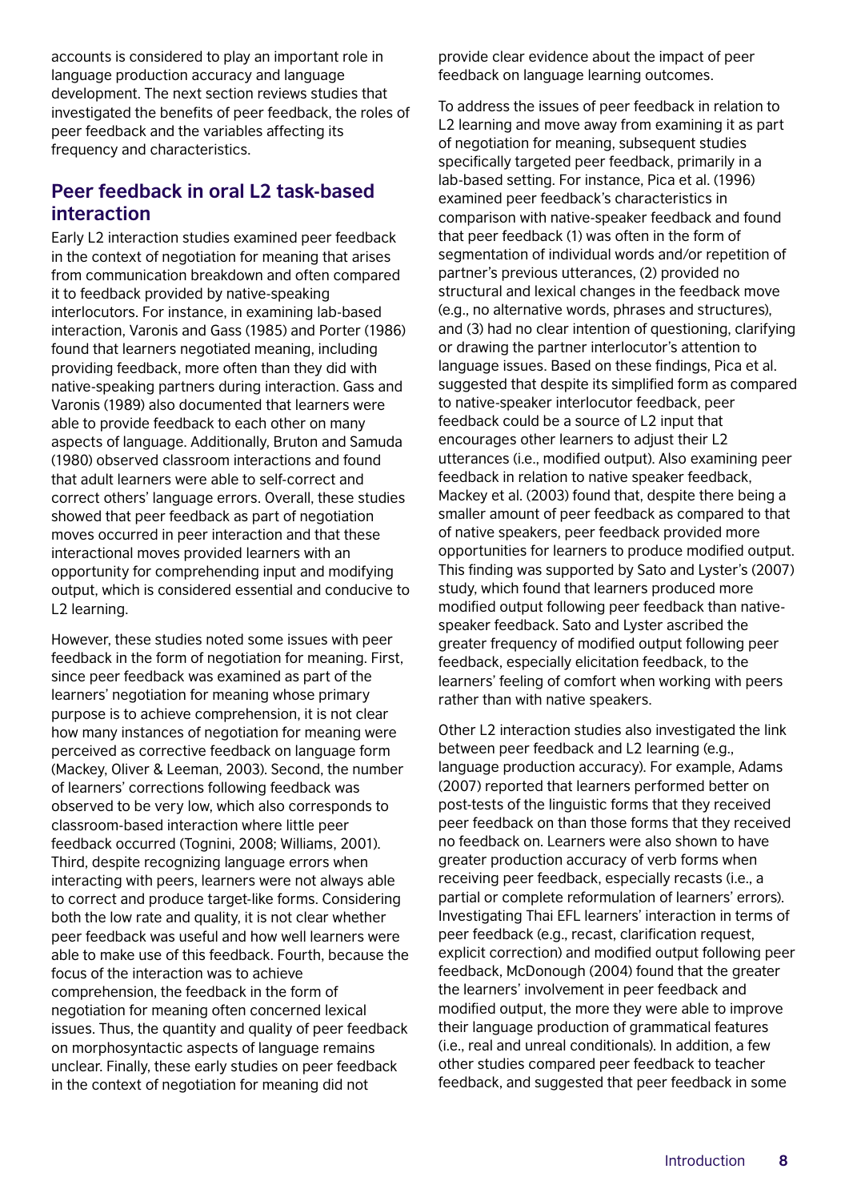accounts is considered to play an important role in language production accuracy and language development. The next section reviews studies that investigated the benefits of peer feedback, the roles of peer feedback and the variables affecting its frequency and characteristics.

## Peer feedback in oral L2 task-based interaction

Early L2 interaction studies examined peer feedback in the context of negotiation for meaning that arises from communication breakdown and often compared it to feedback provided by native-speaking interlocutors. For instance, in examining lab-based interaction, Varonis and Gass (1985) and Porter (1986) found that learners negotiated meaning, including providing feedback, more often than they did with native-speaking partners during interaction. Gass and Varonis (1989) also documented that learners were able to provide feedback to each other on many aspects of language. Additionally, Bruton and Samuda (1980) observed classroom interactions and found that adult learners were able to self-correct and correct others' language errors. Overall, these studies showed that peer feedback as part of negotiation moves occurred in peer interaction and that these interactional moves provided learners with an opportunity for comprehending input and modifying output, which is considered essential and conducive to L2 learning.

However, these studies noted some issues with peer feedback in the form of negotiation for meaning. First, since peer feedback was examined as part of the learners' negotiation for meaning whose primary purpose is to achieve comprehension, it is not clear how many instances of negotiation for meaning were perceived as corrective feedback on language form (Mackey, Oliver & Leeman, 2003). Second, the number of learners' corrections following feedback was observed to be very low, which also corresponds to classroom-based interaction where little peer feedback occurred (Tognini, 2008; Williams, 2001). Third, despite recognizing language errors when interacting with peers, learners were not always able to correct and produce target-like forms. Considering both the low rate and quality, it is not clear whether peer feedback was useful and how well learners were able to make use of this feedback. Fourth, because the focus of the interaction was to achieve comprehension, the feedback in the form of negotiation for meaning often concerned lexical issues. Thus, the quantity and quality of peer feedback on morphosyntactic aspects of language remains unclear. Finally, these early studies on peer feedback in the context of negotiation for meaning did not provide clear evidence about the impact of peer feedback on language learning outcomes.

To address the issues of peer feedback in relation to L2 learning and move away from examining it as part of negotiation for meaning, subsequent studies specifically targeted peer feedback, primarily in a lab-based setting. For instance, Pica et al. (1996) examined peer feedback's characteristics in comparison with native-speaker feedback and found that peer feedback (1) was often in the form of segmentation of individual words and/or repetition of partner's previous utterances, (2) provided no structural and lexical changes in the feedback move (e.g., no alternative words, phrases and structures), and (3) had no clear intention of questioning, clarifying or drawing the partner interlocutor's attention to language issues. Based on these findings, Pica et al. suggested that despite its simplified form as compared to native-speaker interlocutor feedback, peer feedback could be a source of L2 input that encourages other learners to adjust their L2 utterances (i.e., modified output). Also examining peer feedback in relation to native speaker feedback, Mackey et al. (2003) found that, despite there being a smaller amount of peer feedback as compared to that of native speakers, peer feedback provided more opportunities for learners to produce modified output. This finding was supported by Sato and Lyster's (2007) study, which found that learners produced more modified output following peer feedback than native-speaker feedback. Sato and Lyster ascribed the greater frequency of modified output following peer feedback, especially elicitation feedback, to the learners' feeling of comfort when working with peers rather than with native speakers.

Other L2 interaction studies also investigated the link between peer feedback and L2 learning (e.g., language production accuracy). For example, Adams (2007) reported that learners performed better on post-tests of the linguistic forms that they received peer feedback on than those forms that they received no feedback on. Learners were also shown to have greater production accuracy of verb forms when receiving peer feedback, especially recasts (i.e., a partial or complete reformulation of learners' errors). Investigating Thai EFL learners' interaction in terms of peer feedback (e.g., recast, clarification request, explicit correction) and modified output following peer feedback, McDonough (2004) found that the greater the learners' involvement in peer feedback and modified output, the more they were able to improve their language production of grammatical features (i.e., real and unreal conditionals). In addition, a few other studies compared peer feedback to teacher feedback, and suggested that peer feedback in some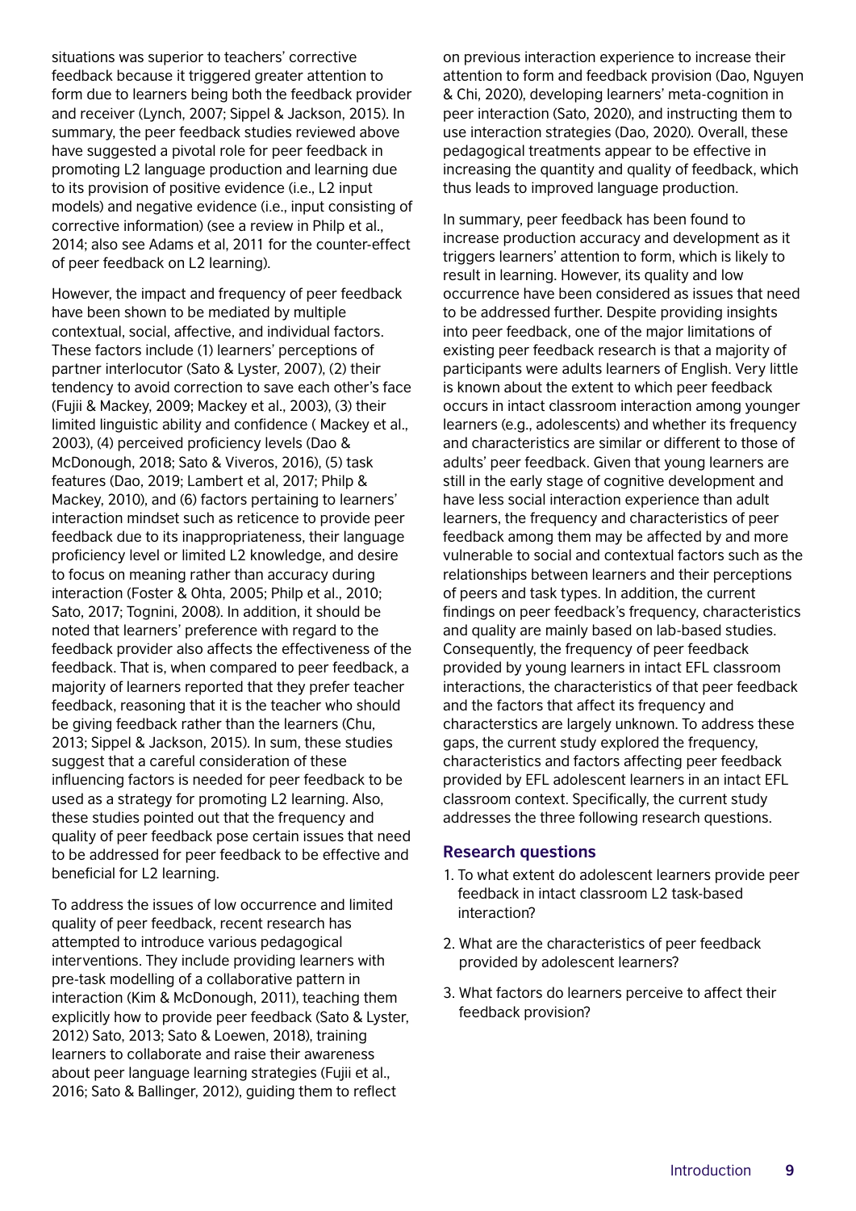situations was superior to teachers' corrective feedback because it triggered greater attention to form due to learners being both the feedback provider and receiver (Lynch, 2007; Sippel & Jackson, 2015). In summary, the peer feedback studies reviewed above have suggested a pivotal role for peer feedback in promoting L2 language production and learning due to its provision of positive evidence (i.e., L2 input models) and negative evidence (i.e., input consisting of corrective information) (see a review in Philp et al., 2014; also see Adams et al, 2011 for the counter-effect of peer feedback on L2 learning).

However, the impact and frequency of peer feedback have been shown to be mediated by multiple contextual, social, affective, and individual factors. These factors include (1) learners' perceptions of partner interlocutor (Sato & Lyster, 2007), (2) their tendency to avoid correction to save each other's face (Fujii & Mackey, 2009; Mackey et al., 2003), (3) their limited linguistic ability and confidence ( Mackey et al., 2003), (4) perceived proficiency levels (Dao & McDonough, 2018; Sato & Viveros, 2016), (5) task features (Dao, 2019; Lambert et al, 2017; Philp & Mackey, 2010), and (6) factors pertaining to learners' interaction mindset such as reticence to provide peer feedback due to its inappropriateness, their language proficiency level or limited L2 knowledge, and desire to focus on meaning rather than accuracy during interaction (Foster & Ohta, 2005; Philp et al., 2010; Sato, 2017; Tognini, 2008). In addition, it should be noted that learners' preference with regard to the feedback provider also affects the effectiveness of the feedback. That is, when compared to peer feedback, a majority of learners reported that they prefer teacher feedback, reasoning that it is the teacher who should be giving feedback rather than the learners (Chu, 2013; Sippel & Jackson, 2015). In sum, these studies suggest that a careful consideration of these influencing factors is needed for peer feedback to be used as a strategy for promoting L2 learning. Also, these studies pointed out that the frequency and quality of peer feedback pose certain issues that need to be addressed for peer feedback to be effective and beneficial for L2 learning.

To address the issues of low occurrence and limited quality of peer feedback, recent research has attempted to introduce various pedagogical interventions. They include providing learners with pre-task modelling of a collaborative pattern in interaction (Kim & McDonough, 2011), teaching them explicitly how to provide peer feedback (Sato & Lyster, 2012) Sato, 2013; Sato & Loewen, 2018), training learners to collaborate and raise their awareness about peer language learning strategies (Fujii et al., 2016; Sato & Ballinger, 2012), guiding them to reflect on previous interaction experience to increase their attention to form and feedback provision (Dao, Nguyen & Chi, 2020), developing learners' meta-cognition in peer interaction (Sato, 2020), and instructing them to use interaction strategies (Dao, 2020). Overall, these pedagogical treatments appear to be effective in increasing the quantity and quality of feedback, which thus leads to improved language production.

In summary, peer feedback has been found to increase production accuracy and development as it triggers learners' attention to form, which is likely to result in learning. However, its quality and low occurrence have been considered as issues that need to be addressed further. Despite providing insights into peer feedback, one of the major limitations of existing peer feedback research is that a majority of participants were adults learners of English. Very little is known about the extent to which peer feedback occurs in intact classroom interaction among younger learners (e.g., adolescents) and whether its frequency and characteristics are similar or different to those of adults' peer feedback. Given that young learners are still in the early stage of cognitive development and have less social interaction experience than adult learners, the frequency and characteristics of peer feedback among them may be affected by and more vulnerable to social and contextual factors such as the relationships between learners and their perceptions of peers and task types. In addition, the current findings on peer feedback's frequency, characteristics and quality are mainly based on lab-based studies. Consequently, the frequency of peer feedback provided by young learners in intact EFL classroom interactions, the characteristics of that peer feedback and the factors that affect its frequency and characterstics are largely unknown. To address these gaps, the current study explored the frequency, characteristics and factors affecting peer feedback provided by EFL adolescent learners in an intact EFL classroom context. Specifically, the current study addresses the three following research questions.

### Research questions

1. To what extent do adolescent learners provide peer feedback in intact classroom L2 task-based interaction?
2. What are the characteristics of peer feedback provided by adolescent learners?
3. What factors do learners perceive to affect their feedback provision?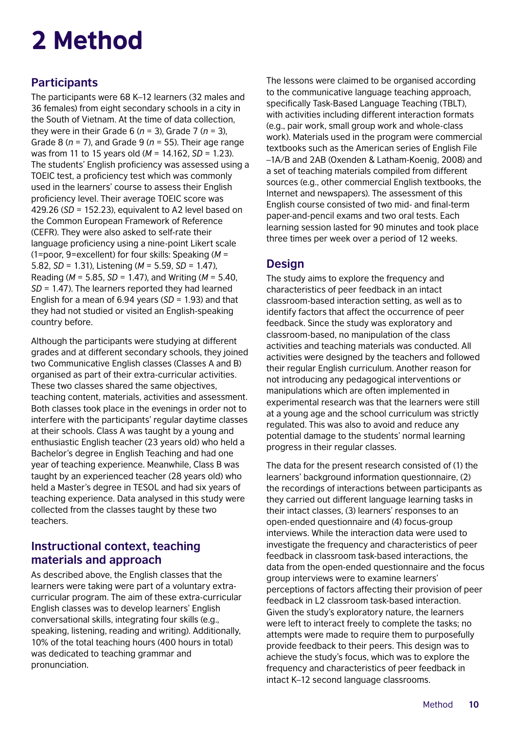# 2 Method

## Participants

The participants were 68 K–12 learners (32 males and 36 females) from eight secondary schools in a city in the South of Vietnam. At the time of data collection, they were in their Grade 6 ($n$ = 3), Grade 7 ($n$ = 3), Grade 8 ($n$ = 7), and Grade 9 ($n$ = 55). Their age range was from 11 to 15 years old ($M$ = 14.162, $SD$ = 1.23). The students' English proficiency was assessed using a TOEIC test, a proficiency test which was commonly used in the learners' course to assess their English proficiency level. Their average TOEIC score was 429.26 ($SD$ = 152.23), equivalent to A2 level based on the Common European Framework of Reference (CEFR). They were also asked to self-rate their language proficiency using a nine-point Likert scale (1=poor, 9=excellent) for four skills: Speaking ($M$ = 5.82, $SD$ = 1.31), Listening ($M$ = 5.59, $SD$ = 1.47), Reading ($M$ = 5.85, $SD$ = 1.47), and Writing ($M$ = 5.40, $SD$ = 1.47). The learners reported they had learned English for a mean of 6.94 years ($SD$ = 1.93) and that they had not studied or visited an English-speaking country before.

Although the participants were studying at different grades and at different secondary schools, they joined two Communicative English classes (Classes A and B) organised as part of their extra-curricular activities. These two classes shared the same objectives, teaching content, materials, activities and assessment. Both classes took place in the evenings in order not to interfere with the participants' regular daytime classes at their schools. Class A was taught by a young and enthusiastic English teacher (23 years old) who held a Bachelor's degree in English Teaching and had one year of teaching experience. Meanwhile, Class B was taught by an experienced teacher (28 years old) who held a Master's degree in TESOL and had six years of teaching experience. Data analysed in this study were collected from the classes taught by these two teachers.

## Instructional context, teaching materials and approach

As described above, the English classes that the learners were taking were part of a voluntary extra-curricular program. The aim of these extra-curricular English classes was to develop learners' English conversational skills, integrating four skills (e.g., speaking, listening, reading and writing). Additionally, 10% of the total teaching hours (400 hours in total) was dedicated to teaching grammar and pronunciation.

The lessons were claimed to be organised according to the communicative language teaching approach, specifically Task-Based Language Teaching (TBLT), with activities including different interaction formats (e.g., pair work, small group work and whole-class work). Materials used in the program were commercial textbooks such as the American series of English File –1A/B and 2AB (Oxenden & Latham-Koenig, 2008) and a set of teaching materials compiled from different sources (e.g., other commercial English textbooks, the Internet and newspapers). The assessment of this English course consisted of two mid- and final-term paper-and-pencil exams and two oral tests. Each learning session lasted for 90 minutes and took place three times per week over a period of 12 weeks.

## Design

The study aims to explore the frequency and characteristics of peer feedback in an intact classroom-based interaction setting, as well as to identify factors that affect the occurrence of peer feedback. Since the study was exploratory and classroom-based, no manipulation of the class activities and teaching materials was conducted. All activities were designed by the teachers and followed their regular English curriculum. Another reason for not introducing any pedagogical interventions or manipulations which are often implemented in experimental research was that the learners were still at a young age and the school curriculum was strictly regulated. This was also to avoid and reduce any potential damage to the students' normal learning progress in their regular classes.

The data for the present research consisted of (1) the learners' background information questionnaire, (2) the recordings of interactions between participants as they carried out different language learning tasks in their intact classes, (3) learners' responses to an open-ended questionnaire and (4) focus-group interviews. While the interaction data were used to investigate the frequency and characteristics of peer feedback in classroom task-based interactions, the data from the open-ended questionnaire and the focus group interviews were to examine learners' perceptions of factors affecting their provision of peer feedback in L2 classroom task-based interaction. Given the study's exploratory nature, the learners were left to interact freely to complete the tasks; no attempts were made to require them to purposefully provide feedback to their peers. This design was to achieve the study's focus, which was to explore the frequency and characteristics of peer feedback in intact K–12 second language classrooms.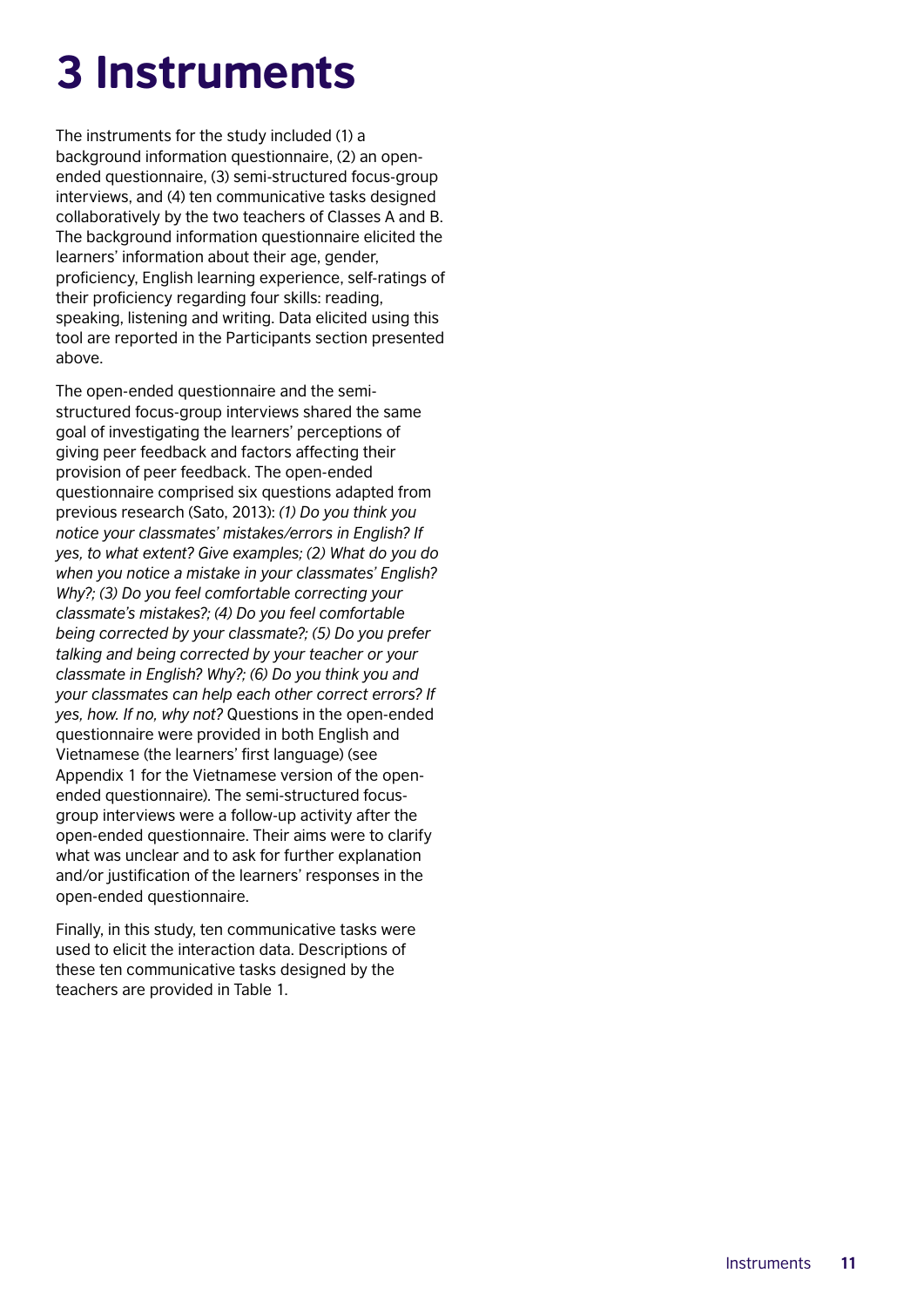# 3 Instruments

The instruments for the study included (1) a background information questionnaire, (2) an open-ended questionnaire, (3) semi-structured focus-group interviews, and (4) ten communicative tasks designed collaboratively by the two teachers of Classes A and B. The background information questionnaire elicited the learners' information about their age, gender, proficiency, English learning experience, self-ratings of their proficiency regarding four skills: reading, speaking, listening and writing. Data elicited using this tool are reported in the Participants section presented above.

The open-ended questionnaire and the semi-structured focus-group interviews shared the same goal of investigating the learners' perceptions of giving peer feedback and factors affecting their provision of peer feedback. The open-ended questionnaire comprised six questions adapted from previous research (Sato, 2013): *(1) Do you think you notice your classmates' mistakes/errors in English? If yes, to what extent? Give examples; (2) What do you do when you notice a mistake in your classmates' English? Why?; (3) Do you feel comfortable correcting your classmate's mistakes?; (4) Do you feel comfortable being corrected by your classmate?; (5) Do you prefer talking and being corrected by your teacher or your classmate in English? Why?; (6) Do you think you and your classmates can help each other correct errors? If yes, how. If no, why not?* Questions in the open-ended questionnaire were provided in both English and Vietnamese (the learners' first language) (see Appendix 1 for the Vietnamese version of the open-ended questionnaire). The semi-structured focus-group interviews were a follow-up activity after the open-ended questionnaire. Their aims were to clarify what was unclear and to ask for further explanation and/or justification of the learners' responses in the open-ended questionnaire.

Finally, in this study, ten communicative tasks were used to elicit the interaction data. Descriptions of these ten communicative tasks designed by the teachers are provided in Table 1.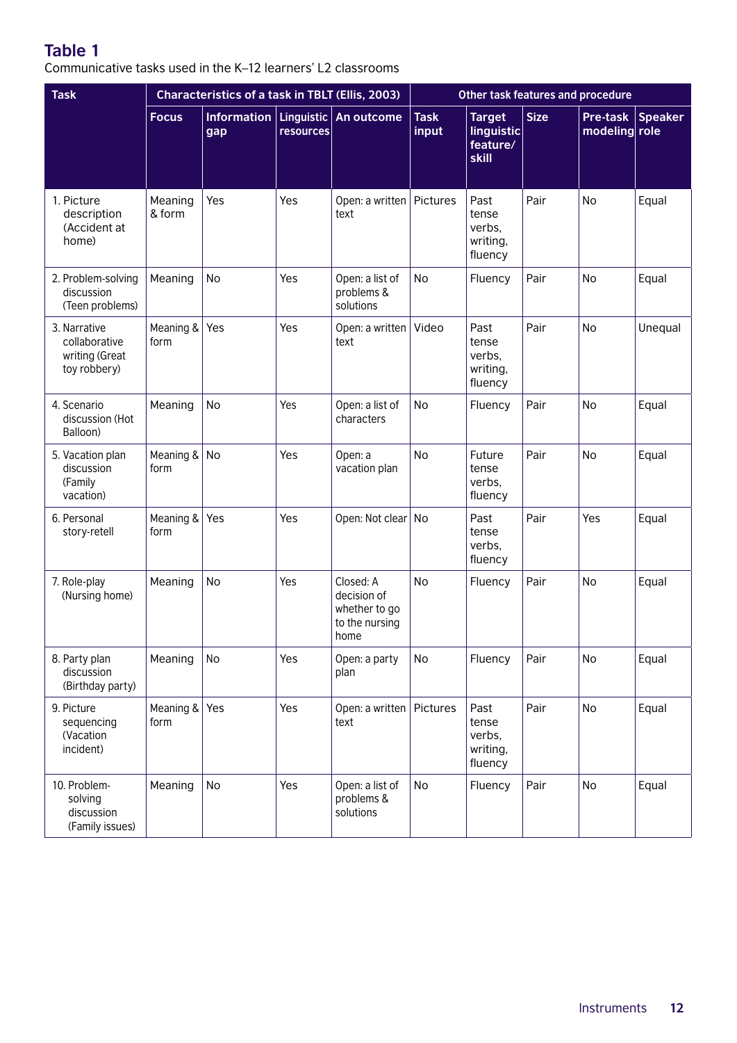## Table 1

Communicative tasks used in the K–12 learners' L2 classrooms

| Task | Characteristics of a task in TBLT (Ellis, 2003) | | | | Other task features and procedure | | | | |
|---|---|---|---|---|---|---|---|---|---|
| | Focus | Information gap | Linguistic resources | An outcome | Task input | Target linguistic feature/ skill | Size | Pre-task modeling | Speaker role |
| 1. Picture description (Accident at home) | Meaning & form | Yes | Yes | Open: a written text | Pictures | Past tense verbs, writing, fluency | Pair | No | Equal |
| 2. Problem-solving discussion (Teen problems) | Meaning | No | Yes | Open: a list of problems & solutions | No | Fluency | Pair | No | Equal |
| 3. Narrative collaborative writing (Great toy robbery) | Meaning & form | Yes | Yes | Open: a written text | Video | Past tense verbs, writing, fluency | Pair | No | Unequal |
| 4. Scenario discussion (Hot Balloon) | Meaning | No | Yes | Open: a list of characters | No | Fluency | Pair | No | Equal |
| 5. Vacation plan discussion (Family vacation) | Meaning & form | No | Yes | Open: a vacation plan | No | Future tense verbs, fluency | Pair | No | Equal |
| 6. Personal story-retell | Meaning & form | Yes | Yes | Open: Not clear | No | Past tense verbs, fluency | Pair | Yes | Equal |
| 7. Role-play (Nursing home) | Meaning | No | Yes | Closed: A decision of whether to go to the nursing home | No | Fluency | Pair | No | Equal |
| 8. Party plan discussion (Birthday party) | Meaning | No | Yes | Open: a party plan | No | Fluency | Pair | No | Equal |
| 9. Picture sequencing (Vacation incident) | Meaning & form | Yes | Yes | Open: a written text | Pictures | Past tense verbs, writing, fluency | Pair | No | Equal |
| 10. Problem-solving discussion (Family issues) | Meaning | No | Yes | Open: a list of problems & solutions | No | Fluency | Pair | No | Equal |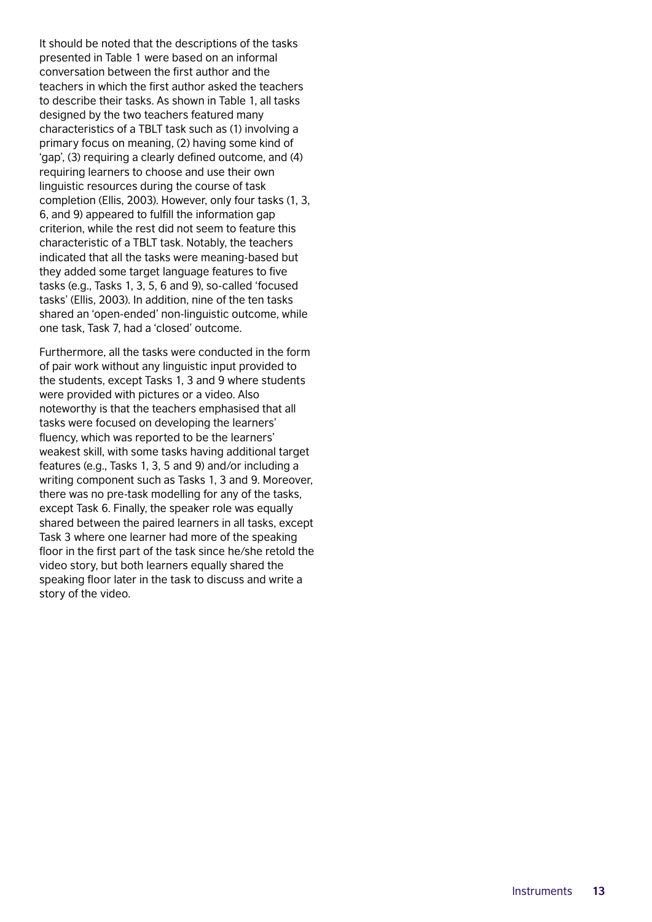It should be noted that the descriptions of the tasks presented in Table 1 were based on an informal conversation between the first author and the teachers in which the first author asked the teachers to describe their tasks. As shown in Table 1, all tasks designed by the two teachers featured many characteristics of a TBLT task such as (1) involving a primary focus on meaning, (2) having some kind of 'gap', (3) requiring a clearly defined outcome, and (4) requiring learners to choose and use their own linguistic resources during the course of task completion (Ellis, 2003). However, only four tasks (1, 3, 6, and 9) appeared to fulfill the information gap criterion, while the rest did not seem to feature this characteristic of a TBLT task. Notably, the teachers indicated that all the tasks were meaning-based but they added some target language features to five tasks (e.g., Tasks 1, 3, 5, 6 and 9), so-called 'focused tasks' (Ellis, 2003). In addition, nine of the ten tasks shared an 'open-ended' non-linguistic outcome, while one task, Task 7, had a 'closed' outcome.

Furthermore, all the tasks were conducted in the form of pair work without any linguistic input provided to the students, except Tasks 1, 3 and 9 where students were provided with pictures or a video. Also noteworthy is that the teachers emphasised that all tasks were focused on developing the learners' fluency, which was reported to be the learners' weakest skill, with some tasks having additional target features (e.g., Tasks 1, 3, 5 and 9) and/or including a writing component such as Tasks 1, 3 and 9. Moreover, there was no pre-task modelling for any of the tasks, except Task 6. Finally, the speaker role was equally shared between the paired learners in all tasks, except Task 3 where one learner had more of the speaking floor in the first part of the task since he/she retold the video story, but both learners equally shared the speaking floor later in the task to discuss and write a story of the video.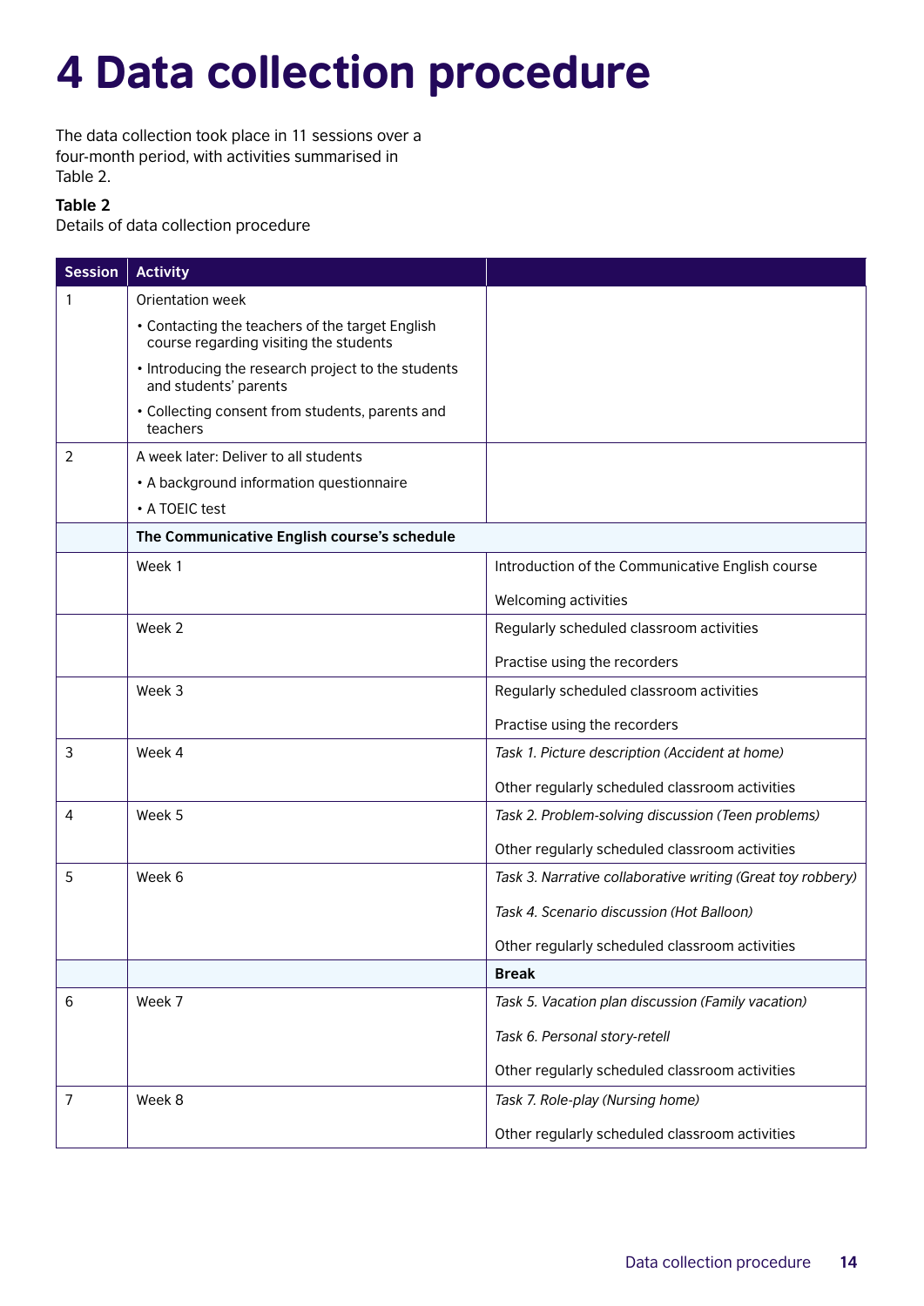# 4 Data collection procedure

The data collection took place in 11 sessions over a four-month period, with activities summarised in Table 2.

**Table 2**
Details of data collection procedure

| Session | Activity | |
|---|---|---|
| 1 | Orientation week<br>• Contacting the teachers of the target English course regarding visiting the students<br>• Introducing the research project to the students and students' parents<br>• Collecting consent from students, parents and teachers | |
| 2 | A week later: Deliver to all students<br>• A background information questionnaire<br>• A TOEIC test | |
| | **The Communicative English course's schedule** | |
| | Week 1 | Introduction of the Communicative English course<br>Welcoming activities |
| | Week 2 | Regularly scheduled classroom activities<br>Practise using the recorders |
| | Week 3 | Regularly scheduled classroom activities<br>Practise using the recorders |
| 3 | Week 4 | *Task 1. Picture description (Accident at home)*<br>Other regularly scheduled classroom activities |
| 4 | Week 5 | *Task 2. Problem-solving discussion (Teen problems)*<br>Other regularly scheduled classroom activities |
| 5 | Week 6 | *Task 3. Narrative collaborative writing (Great toy robbery)*<br>*Task 4. Scenario discussion (Hot Balloon)*<br>Other regularly scheduled classroom activities |
| | | **Break** |
| 6 | Week 7 | *Task 5. Vacation plan discussion (Family vacation)*<br>*Task 6. Personal story-retell*<br>Other regularly scheduled classroom activities |
| 7 | Week 8 | *Task 7. Role-play (Nursing home)*<br>Other regularly scheduled classroom activities |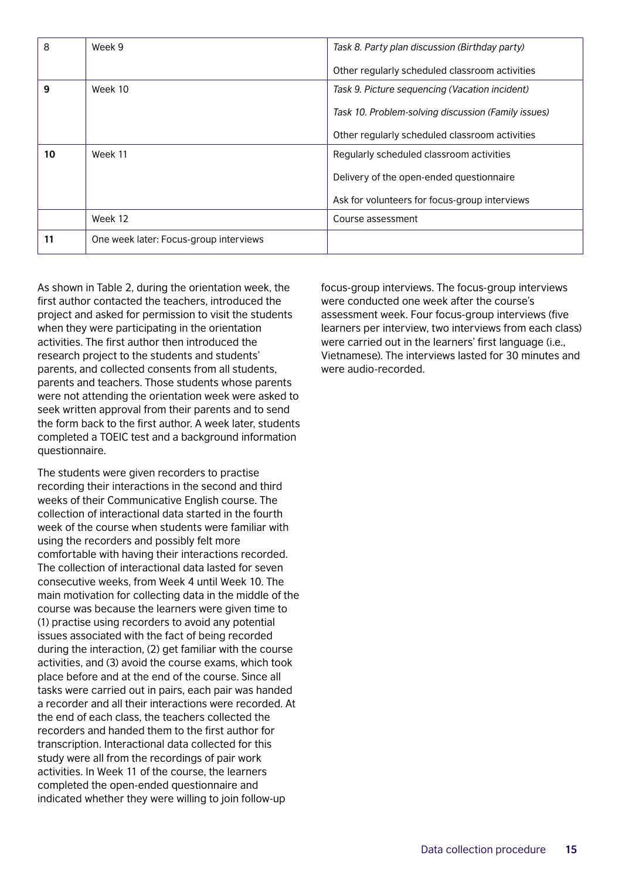| | | |
|---|---|---|
| 8 | Week 9 | *Task 8. Party plan discussion (Birthday party)*<br><br>Other regularly scheduled classroom activities |
| **9** | Week 10 | *Task 9. Picture sequencing (Vacation incident)*<br><br>*Task 10. Problem-solving discussion (Family issues)*<br><br>Other regularly scheduled classroom activities |
| **10** | Week 11 | Regularly scheduled classroom activities<br><br>Delivery of the open-ended questionnaire<br><br>Ask for volunteers for focus-group interviews |
| | Week 12 | Course assessment |
| **11** | One week later: Focus-group interviews | |

As shown in Table 2, during the orientation week, the first author contacted the teachers, introduced the project and asked for permission to visit the students when they were participating in the orientation activities. The first author then introduced the research project to the students and students' parents, and collected consents from all students, parents and teachers. Those students whose parents were not attending the orientation week were asked to seek written approval from their parents and to send the form back to the first author. A week later, students completed a TOEIC test and a background information questionnaire.

The students were given recorders to practise recording their interactions in the second and third weeks of their Communicative English course. The collection of interactional data started in the fourth week of the course when students were familiar with using the recorders and possibly felt more comfortable with having their interactions recorded. The collection of interactional data lasted for seven consecutive weeks, from Week 4 until Week 10. The main motivation for collecting data in the middle of the course was because the learners were given time to (1) practise using recorders to avoid any potential issues associated with the fact of being recorded during the interaction, (2) get familiar with the course activities, and (3) avoid the course exams, which took place before and at the end of the course. Since all tasks were carried out in pairs, each pair was handed a recorder and all their interactions were recorded. At the end of each class, the teachers collected the recorders and handed them to the first author for transcription. Interactional data collected for this study were all from the recordings of pair work activities. In Week 11 of the course, the learners completed the open-ended questionnaire and indicated whether they were willing to join follow-up focus-group interviews. The focus-group interviews were conducted one week after the course's assessment week. Four focus-group interviews (five learners per interview, two interviews from each class) were carried out in the learners' first language (i.e., Vietnamese). The interviews lasted for 30 minutes and were audio-recorded.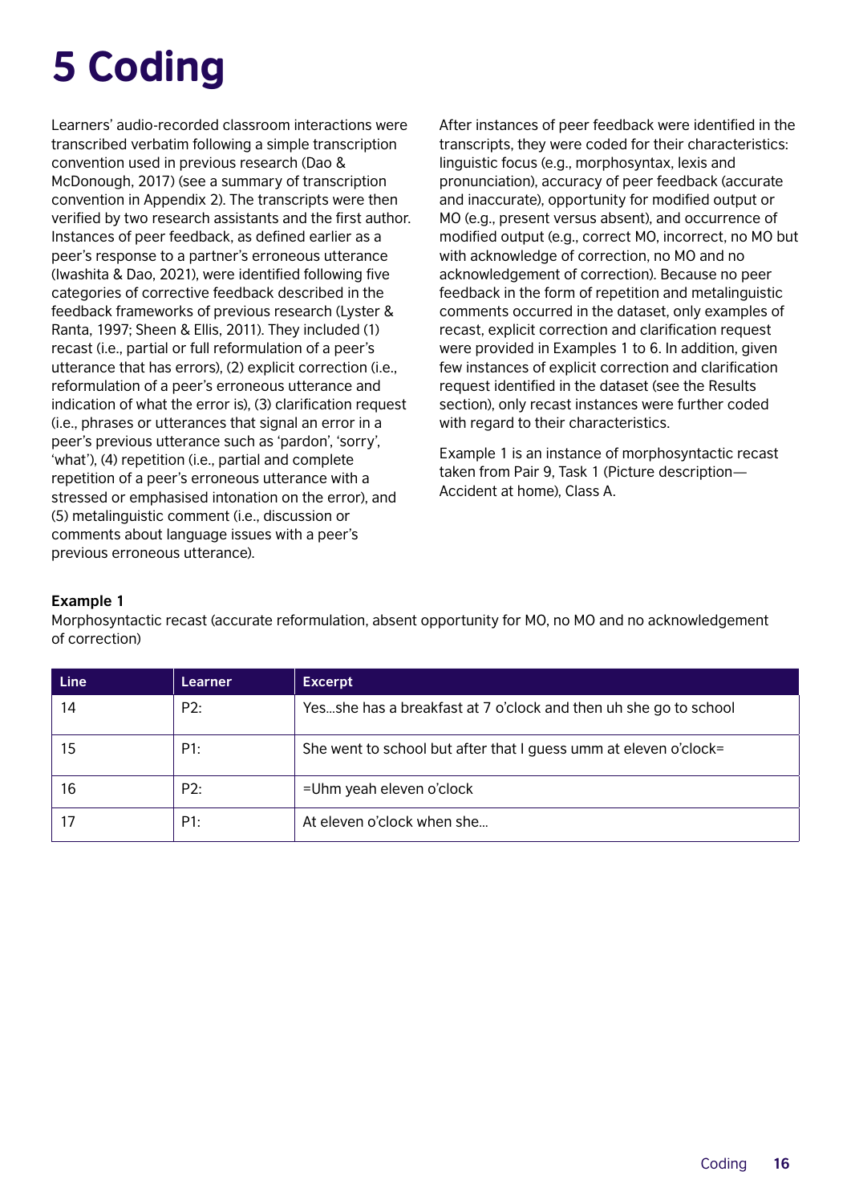# 5 Coding

Learners' audio-recorded classroom interactions were transcribed verbatim following a simple transcription convention used in previous research (Dao & McDonough, 2017) (see a summary of transcription convention in Appendix 2). The transcripts were then verified by two research assistants and the first author. Instances of peer feedback, as defined earlier as a peer's response to a partner's erroneous utterance (Iwashita & Dao, 2021), were identified following five categories of corrective feedback described in the feedback frameworks of previous research (Lyster & Ranta, 1997; Sheen & Ellis, 2011). They included (1) recast (i.e., partial or full reformulation of a peer's utterance that has errors), (2) explicit correction (i.e., reformulation of a peer's erroneous utterance and indication of what the error is), (3) clarification request (i.e., phrases or utterances that signal an error in a peer's previous utterance such as 'pardon', 'sorry', 'what'), (4) repetition (i.e., partial and complete repetition of a peer's erroneous utterance with a stressed or emphasised intonation on the error), and (5) metalinguistic comment (i.e., discussion or comments about language issues with a peer's previous erroneous utterance).

After instances of peer feedback were identified in the transcripts, they were coded for their characteristics: linguistic focus (e.g., morphosyntax, lexis and pronunciation), accuracy of peer feedback (accurate and inaccurate), opportunity for modified output or MO (e.g., present versus absent), and occurrence of modified output (e.g., correct MO, incorrect, no MO but with acknowledge of correction, no MO and no acknowledgement of correction). Because no peer feedback in the form of repetition and metalinguistic comments occurred in the dataset, only examples of recast, explicit correction and clarification request were provided in Examples 1 to 6. In addition, given few instances of explicit correction and clarification request identified in the dataset (see the Results section), only recast instances were further coded with regard to their characteristics.

Example 1 is an instance of morphosyntactic recast taken from Pair 9, Task 1 (Picture description—Accident at home), Class A.

**Example 1**

Morphosyntactic recast (accurate reformulation, absent opportunity for MO, no MO and no acknowledgement of correction)

| Line | Learner | Excerpt |
|---|---|---|
| 14 | P2: | Yes…she has a breakfast at 7 o'clock and then uh she go to school |
| 15 | P1: | She went to school but after that I guess umm at eleven o'clock= |
| 16 | P2: | =Uhm yeah eleven o'clock |
| 17 | P1: | At eleven o'clock when she… |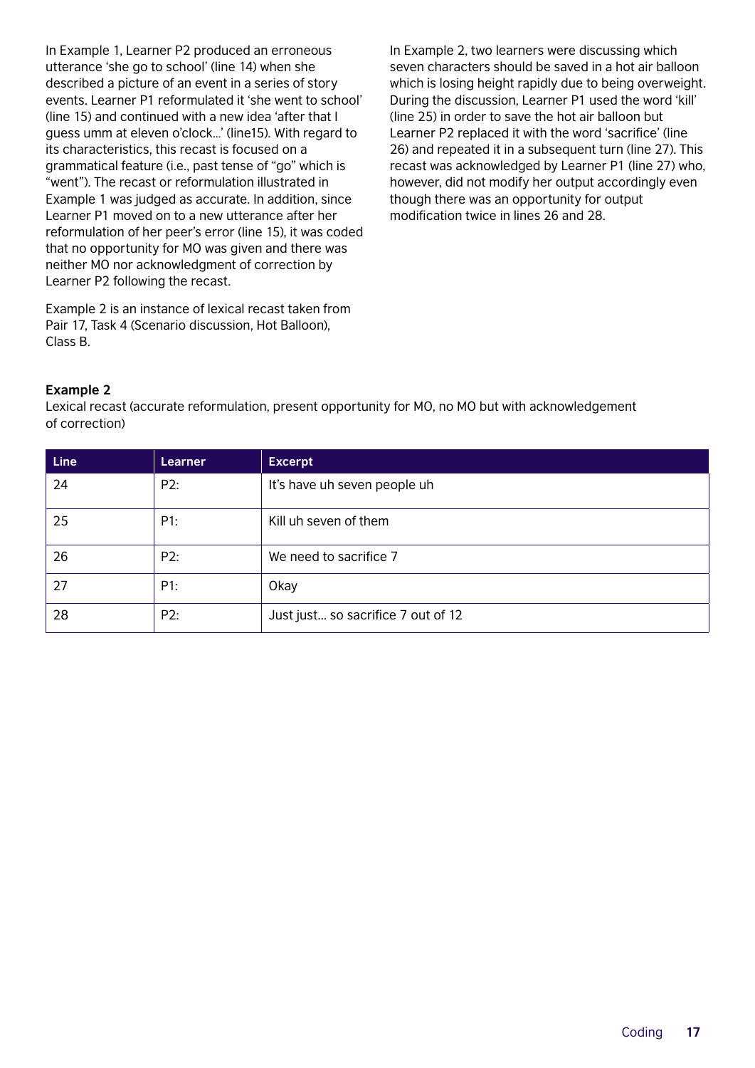In Example 1, Learner P2 produced an erroneous utterance 'she go to school' (line 14) when she described a picture of an event in a series of story events. Learner P1 reformulated it 'she went to school' (line 15) and continued with a new idea 'after that I guess umm at eleven o'clock…' (line15). With regard to its characteristics, this recast is focused on a grammatical feature (i.e., past tense of "go" which is "went"). The recast or reformulation illustrated in Example 1 was judged as accurate. In addition, since Learner P1 moved on to a new utterance after her reformulation of her peer's error (line 15), it was coded that no opportunity for MO was given and there was neither MO nor acknowledgment of correction by Learner P2 following the recast.

Example 2 is an instance of lexical recast taken from Pair 17, Task 4 (Scenario discussion, Hot Balloon), Class B.

In Example 2, two learners were discussing which seven characters should be saved in a hot air balloon which is losing height rapidly due to being overweight. During the discussion, Learner P1 used the word 'kill' (line 25) in order to save the hot air balloon but Learner P2 replaced it with the word 'sacrifice' (line 26) and repeated it in a subsequent turn (line 27). This recast was acknowledged by Learner P1 (line 27) who, however, did not modify her output accordingly even though there was an opportunity for output modification twice in lines 26 and 28.

**Example 2**

Lexical recast (accurate reformulation, present opportunity for MO, no MO but with acknowledgement of correction)

| Line | Learner | Excerpt |
|---|---|---|
| 24 | P2: | It's have uh seven people uh |
| 25 | P1: | Kill uh seven of them |
| 26 | P2: | We need to sacrifice 7 |
| 27 | P1: | Okay |
| 28 | P2: | Just just… so sacrifice 7 out of 12 |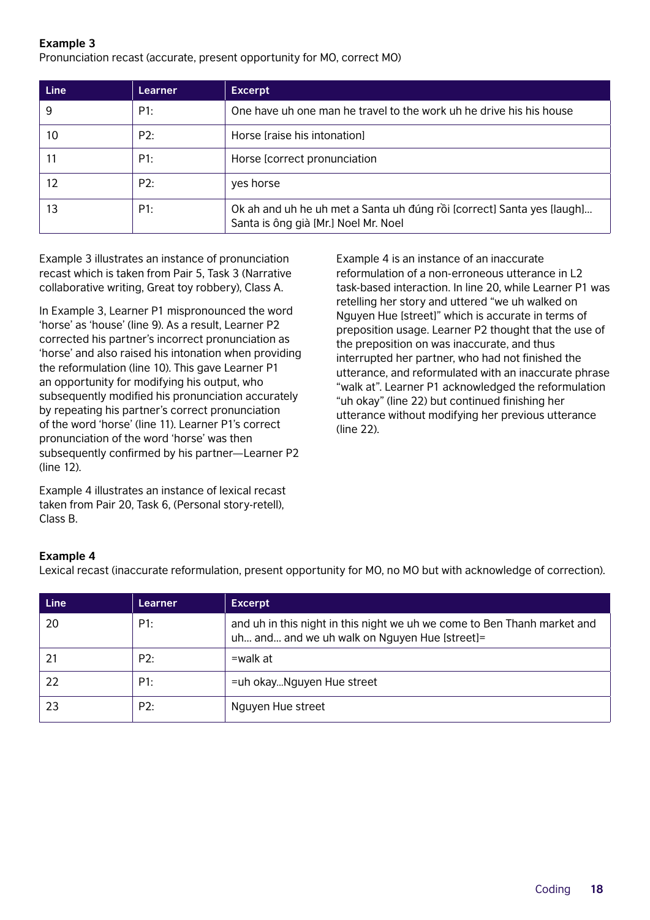**Example 3**

Pronunciation recast (accurate, present opportunity for MO, correct MO)

| Line | Learner | Excerpt |
| --- | --- | --- |
| 9 | P1: | One have uh one man he travel to the work uh he drive his his house |
| 10 | P2: | Horse [raise his intonation] |
| 11 | P1: | Horse [correct pronunciation |
| 12 | P2: | yes horse |
| 13 | P1: | Ok ah and uh he uh met a Santa uh đúng rồi [correct] Santa yes [laugh]… Santa is ông già [Mr.] Noel Mr. Noel |

Example 3 illustrates an instance of pronunciation recast which is taken from Pair 5, Task 3 (Narrative collaborative writing, Great toy robbery), Class A.

In Example 3, Learner P1 mispronounced the word 'horse' as 'house' (line 9). As a result, Learner P2 corrected his partner's incorrect pronunciation as 'horse' and also raised his intonation when providing the reformulation (line 10). This gave Learner P1 an opportunity for modifying his output, who subsequently modified his pronunciation accurately by repeating his partner's correct pronunciation of the word 'horse' (line 11). Learner P1's correct pronunciation of the word 'horse' was then subsequently confirmed by his partner—Learner P2 (line 12).

Example 4 illustrates an instance of lexical recast taken from Pair 20, Task 6, (Personal story-retell), Class B.

Example 4 is an instance of an inaccurate reformulation of a non-erroneous utterance in L2 task-based interaction. In line 20, while Learner P1 was retelling her story and uttered "we uh walked on Nguyen Hue [street]" which is accurate in terms of preposition usage. Learner P2 thought that the use of the preposition on was inaccurate, and thus interrupted her partner, who had not finished the utterance, and reformulated with an inaccurate phrase "walk at". Learner P1 acknowledged the reformulation "uh okay" (line 22) but continued finishing her utterance without modifying her previous utterance (line 22).

**Example 4**

Lexical recast (inaccurate reformulation, present opportunity for MO, no MO but with acknowledge of correction).

| Line | Learner | Excerpt |
| --- | --- | --- |
| 20 | P1: | and uh in this night in this night we uh we come to Ben Thanh market and uh… and… and we uh walk on Nguyen Hue [street]= |
| 21 | P2: | =walk at |
| 22 | P1: | =uh okay…Nguyen Hue street |
| 23 | P2: | Nguyen Hue street |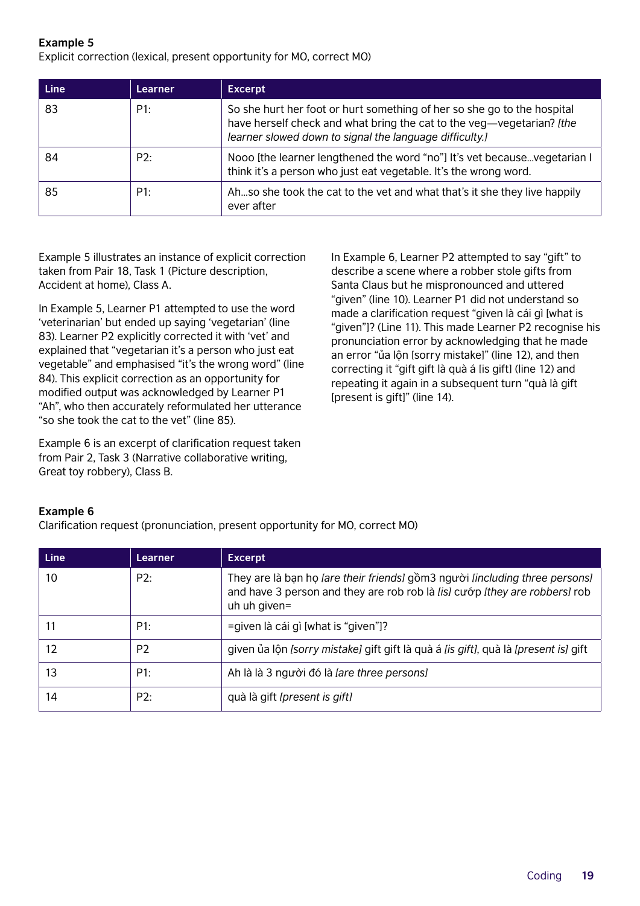**Example 5**

Explicit correction (lexical, present opportunity for MO, correct MO)

| Line | Learner | Excerpt |
|---|---|---|
| 83 | P1: | So she hurt her foot or hurt something of her so she go to the hospital have herself check and what bring the cat to the veg—vegetarian? *[the learner slowed down to signal the language difficulty.]* |
| 84 | P2: | Nooo [the learner lengthened the word "no"] It's vet because...vegetarian I think it's a person who just eat vegetable. It's the wrong word. |
| 85 | P1: | Ah...so she took the cat to the vet and what that's it she they live happily ever after |

Example 5 illustrates an instance of explicit correction taken from Pair 18, Task 1 (Picture description, Accident at home), Class A.

In Example 5, Learner P1 attempted to use the word 'veterinarian' but ended up saying 'vegetarian' (line 83). Learner P2 explicitly corrected it with 'vet' and explained that "vegetarian it's a person who just eat vegetable" and emphasised "it's the wrong word" (line 84). This explicit correction as an opportunity for modified output was acknowledged by Learner P1 "Ah", who then accurately reformulated her utterance "so she took the cat to the vet" (line 85).

Example 6 is an excerpt of clarification request taken from Pair 2, Task 3 (Narrative collaborative writing, Great toy robbery), Class B.

In Example 6, Learner P2 attempted to say "gift" to describe a scene where a robber stole gifts from Santa Claus but he mispronounced and uttered "given" (line 10). Learner P1 did not understand so made a clarification request "given là cái gì [what is "given"]? (Line 11). This made Learner P2 recognise his pronunciation error by acknowledging that he made an error "ủa lộn [sorry mistake]" (line 12), and then correcting it "gift gift là quà á [is gift] (line 12) and repeating it again in a subsequent turn "quà là gift [present is gift]" (line 14).

**Example 6**

Clarification request (pronunciation, present opportunity for MO, correct MO)

| Line | Learner | Excerpt |
|---|---|---|
| 10 | P2: | They are là bạn họ *[are their friends]* gồm3 người *[including three persons]* and have 3 person and they are rob rob là *[is]* cướp *[they are robbers]* rob uh uh given= |
| 11 | P1: | =given là cái gì [what is "given"]? |
| 12 | P2 | given ủa lộn *[sorry mistake]* gift gift là quà á *[is gift]*, quà là *[present is]* gift |
| 13 | P1: | Ah là là 3 người đó là *[are three persons]* |
| 14 | P2: | quà là gift *[present is gift]* |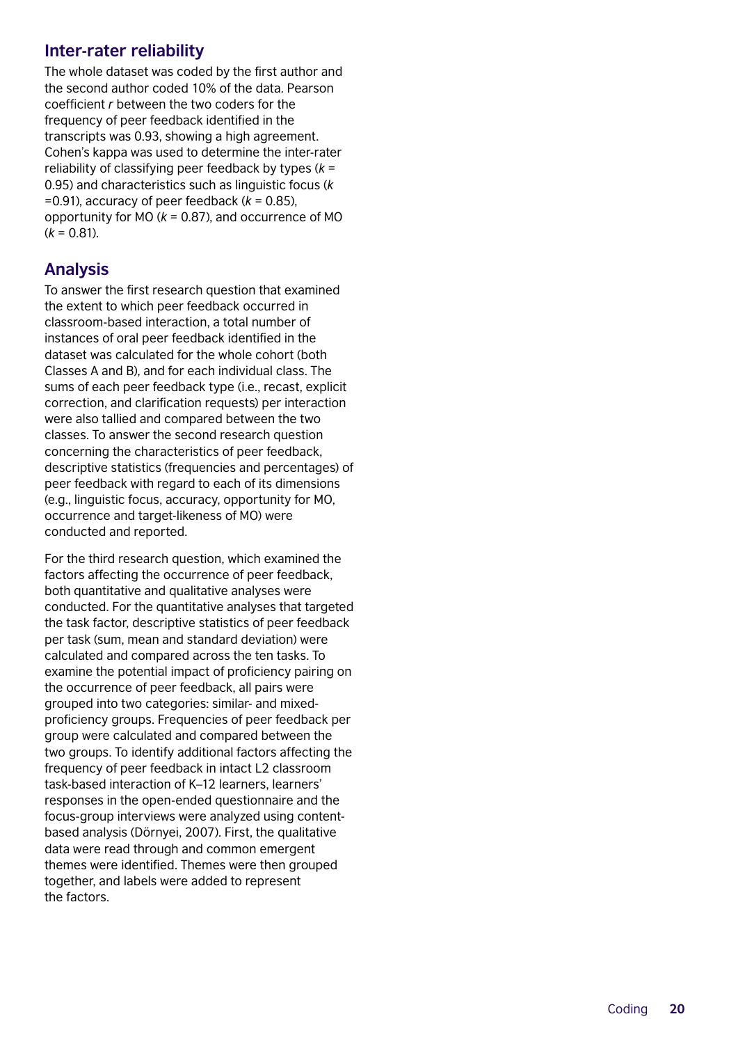## Inter-rater reliability

The whole dataset was coded by the first author and the second author coded 10% of the data. Pearson coefficient $r$ between the two coders for the frequency of peer feedback identified in the transcripts was 0.93, showing a high agreement. Cohen's kappa was used to determine the inter-rater reliability of classifying peer feedback by types ($k$ = 0.95) and characteristics such as linguistic focus ($k$ =0.91), accuracy of peer feedback ($k$ = 0.85), opportunity for MO ($k$ = 0.87), and occurrence of MO ($k$ = 0.81).

## Analysis

To answer the first research question that examined the extent to which peer feedback occurred in classroom-based interaction, a total number of instances of oral peer feedback identified in the dataset was calculated for the whole cohort (both Classes A and B), and for each individual class. The sums of each peer feedback type (i.e., recast, explicit correction, and clarification requests) per interaction were also tallied and compared between the two classes. To answer the second research question concerning the characteristics of peer feedback, descriptive statistics (frequencies and percentages) of peer feedback with regard to each of its dimensions (e.g., linguistic focus, accuracy, opportunity for MO, occurrence and target-likeness of MO) were conducted and reported.

For the third research question, which examined the factors affecting the occurrence of peer feedback, both quantitative and qualitative analyses were conducted. For the quantitative analyses that targeted the task factor, descriptive statistics of peer feedback per task (sum, mean and standard deviation) were calculated and compared across the ten tasks. To examine the potential impact of proficiency pairing on the occurrence of peer feedback, all pairs were grouped into two categories: similar- and mixed-proficiency groups. Frequencies of peer feedback per group were calculated and compared between the two groups. To identify additional factors affecting the frequency of peer feedback in intact L2 classroom task-based interaction of K–12 learners, learners' responses in the open-ended questionnaire and the focus-group interviews were analyzed using content-based analysis (Dörnyei, 2007). First, the qualitative data were read through and common emergent themes were identified. Themes were then grouped together, and labels were added to represent the factors.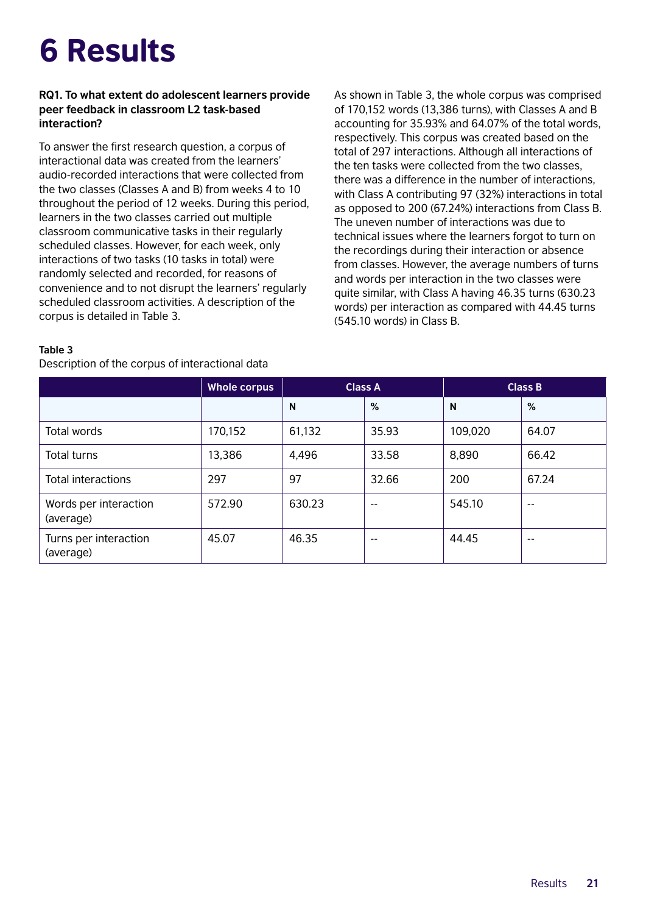# 6 Results

**RQ1. To what extent do adolescent learners provide peer feedback in classroom L2 task-based interaction?**

To answer the first research question, a corpus of interactional data was created from the learners' audio-recorded interactions that were collected from the two classes (Classes A and B) from weeks 4 to 10 throughout the period of 12 weeks. During this period, learners in the two classes carried out multiple classroom communicative tasks in their regularly scheduled classes. However, for each week, only interactions of two tasks (10 tasks in total) were randomly selected and recorded, for reasons of convenience and to not disrupt the learners' regularly scheduled classroom activities. A description of the corpus is detailed in Table 3.

As shown in Table 3, the whole corpus was comprised of 170,152 words (13,386 turns), with Classes A and B accounting for 35.93% and 64.07% of the total words, respectively. This corpus was created based on the total of 297 interactions. Although all interactions of the ten tasks were collected from the two classes, there was a difference in the number of interactions, with Class A contributing 97 (32%) interactions in total as opposed to 200 (67.24%) interactions from Class B. The uneven number of interactions was due to technical issues where the learners forgot to turn on the recordings during their interaction or absence from classes. However, the average numbers of turns and words per interaction in the two classes were quite similar, with Class A having 46.35 turns (630.23 words) per interaction as compared with 44.45 turns (545.10 words) in Class B.

**Table 3**

Description of the corpus of interactional data

| | Whole corpus | Class A | | Class B | |
|---|---|---|---|---|---|
| | | N | % | N | % |
| Total words | 170,152 | 61,132 | 35.93 | 109,020 | 64.07 |
| Total turns | 13,386 | 4,496 | 33.58 | 8,890 | 66.42 |
| Total interactions | 297 | 97 | 32.66 | 200 | 67.24 |
| Words per interaction (average) | 572.90 | 630.23 | -- | 545.10 | -- |
| Turns per interaction (average) | 45.07 | 46.35 | -- | 44.45 | -- |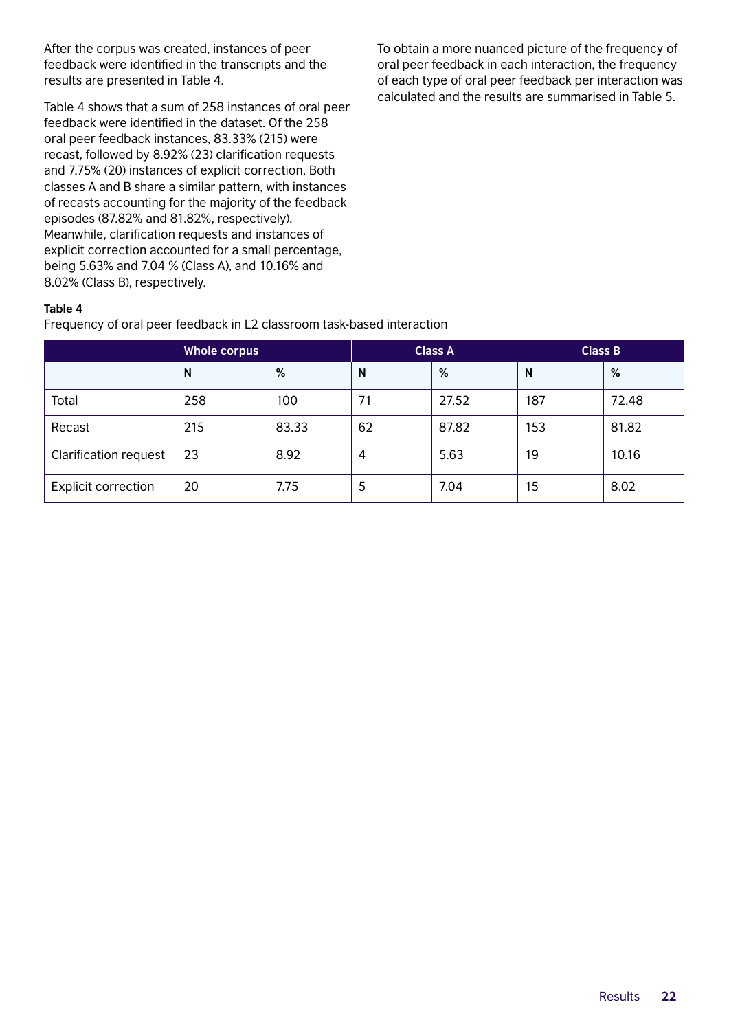After the corpus was created, instances of peer feedback were identified in the transcripts and the results are presented in Table 4.

Table 4 shows that a sum of 258 instances of oral peer feedback were identified in the dataset. Of the 258 oral peer feedback instances, 83.33% (215) were recast, followed by 8.92% (23) clarification requests and 7.75% (20) instances of explicit correction. Both classes A and B share a similar pattern, with instances of recasts accounting for the majority of the feedback episodes (87.82% and 81.82%, respectively). Meanwhile, clarification requests and instances of explicit correction accounted for a small percentage, being 5.63% and 7.04 % (Class A), and 10.16% and 8.02% (Class B), respectively.

**Table 4**

Frequency of oral peer feedback in L2 classroom task-based interaction

| | Whole corpus | | Class A | | Class B | |
|---|---|---|---|---|---|---|
| | **N** | **%** | **N** | **%** | **N** | **%** |
| Total | 258 | 100 | 71 | 27.52 | 187 | 72.48 |
| Recast | 215 | 83.33 | 62 | 87.82 | 153 | 81.82 |
| Clarification request | 23 | 8.92 | 4 | 5.63 | 19 | 10.16 |
| Explicit correction | 20 | 7.75 | 5 | 7.04 | 15 | 8.02 |

To obtain a more nuanced picture of the frequency of oral peer feedback in each interaction, the frequency of each type of oral peer feedback per interaction was calculated and the results are summarised in Table 5.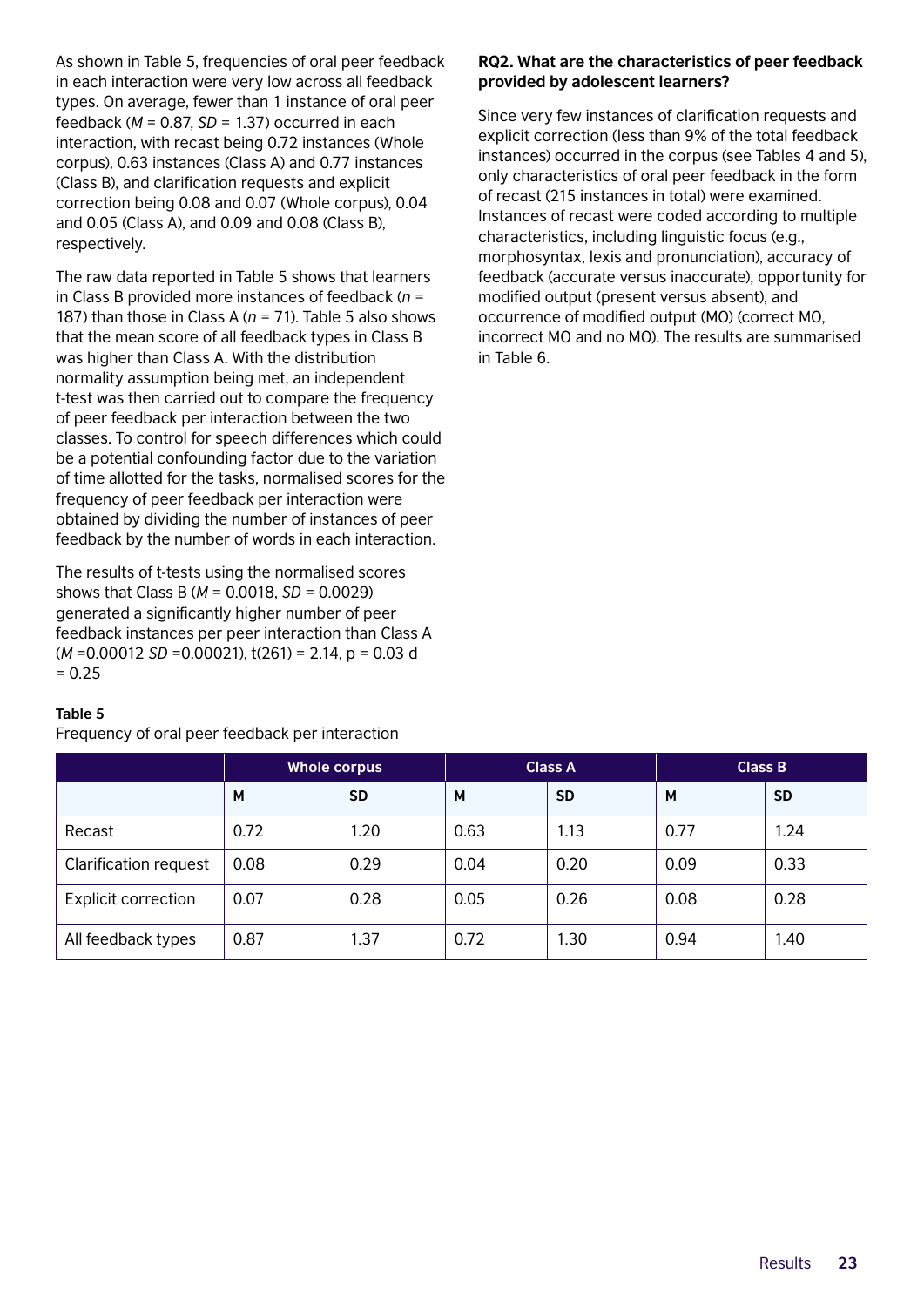As shown in Table 5, frequencies of oral peer feedback in each interaction were very low across all feedback types. On average, fewer than 1 instance of oral peer feedback (*M* = 0.87, *SD* = 1.37) occurred in each interaction, with recast being 0.72 instances (Whole corpus), 0.63 instances (Class A) and 0.77 instances (Class B), and clarification requests and explicit correction being 0.08 and 0.07 (Whole corpus), 0.04 and 0.05 (Class A), and 0.09 and 0.08 (Class B), respectively.

The raw data reported in Table 5 shows that learners in Class B provided more instances of feedback (*n* = 187) than those in Class A (*n* = 71). Table 5 also shows that the mean score of all feedback types in Class B was higher than Class A. With the distribution normality assumption being met, an independent t-test was then carried out to compare the frequency of peer feedback per interaction between the two classes. To control for speech differences which could be a potential confounding factor due to the variation of time allotted for the tasks, normalised scores for the frequency of peer feedback per interaction were obtained by dividing the number of instances of peer feedback by the number of words in each interaction.

The results of t-tests using the normalised scores shows that Class B (*M* = 0.0018, *SD* = 0.0029) generated a significantly higher number of peer feedback instances per peer interaction than Class A (*M* =0.00012 *SD* =0.00021), $t(261) = 2.14$, $p = 0.03$ $d = 0.25$

**Table 5**
Frequency of oral peer feedback per interaction

| | Whole corpus | | Class A | | Class B | |
|---|---|---|---|---|---|---|
| | **M** | **SD** | **M** | **SD** | **M** | **SD** |
| Recast | 0.72 | 1.20 | 0.63 | 1.13 | 0.77 | 1.24 |
| Clarification request | 0.08 | 0.29 | 0.04 | 0.20 | 0.09 | 0.33 |
| Explicit correction | 0.07 | 0.28 | 0.05 | 0.26 | 0.08 | 0.28 |
| All feedback types | 0.87 | 1.37 | 0.72 | 1.30 | 0.94 | 1.40 |

**RQ2. What are the characteristics of peer feedback provided by adolescent learners?**

Since very few instances of clarification requests and explicit correction (less than 9% of the total feedback instances) occurred in the corpus (see Tables 4 and 5), only characteristics of oral peer feedback in the form of recast (215 instances in total) were examined. Instances of recast were coded according to multiple characteristics, including linguistic focus (e.g., morphosyntax, lexis and pronunciation), accuracy of feedback (accurate versus inaccurate), opportunity for modified output (present versus absent), and occurrence of modified output (MO) (correct MO, incorrect MO and no MO). The results are summarised in Table 6.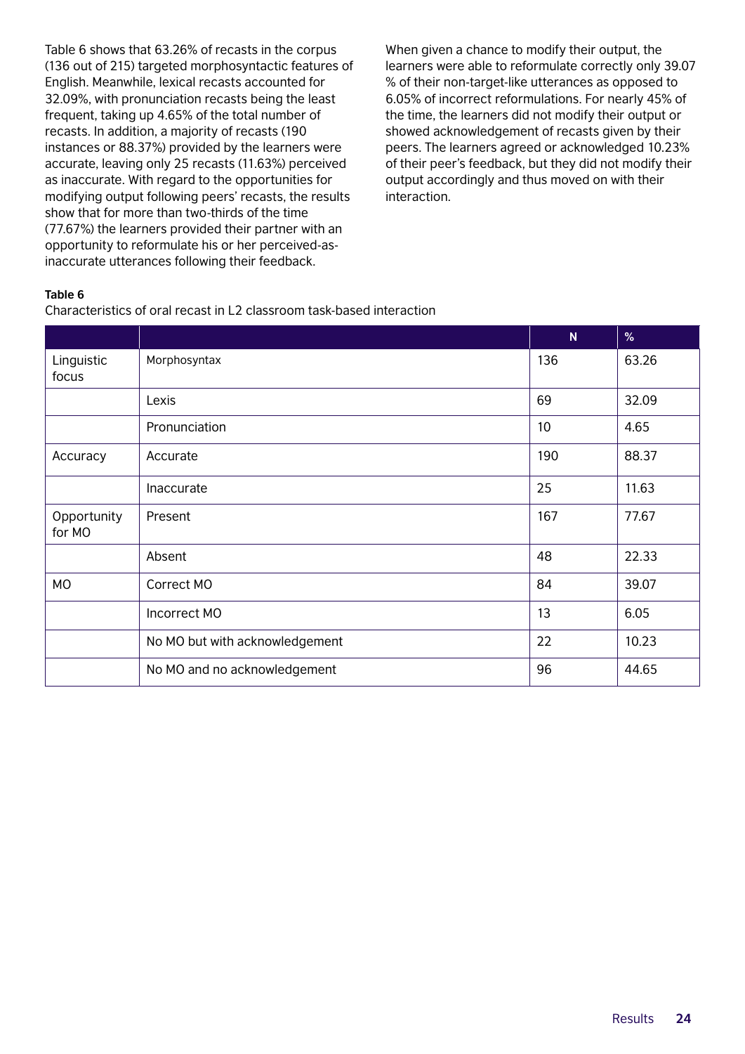Table 6 shows that 63.26% of recasts in the corpus (136 out of 215) targeted morphosyntactic features of English. Meanwhile, lexical recasts accounted for 32.09%, with pronunciation recasts being the least frequent, taking up 4.65% of the total number of recasts. In addition, a majority of recasts (190 instances or 88.37%) provided by the learners were accurate, leaving only 25 recasts (11.63%) perceived as inaccurate. With regard to the opportunities for modifying output following peers' recasts, the results show that for more than two-thirds of the time (77.67%) the learners provided their partner with an opportunity to reformulate his or her perceived-as-inaccurate utterances following their feedback.

When given a chance to modify their output, the learners were able to reformulate correctly only 39.07 % of their non-target-like utterances as opposed to 6.05% of incorrect reformulations. For nearly 45% of the time, the learners did not modify their output or showed acknowledgement of recasts given by their peers. The learners agreed or acknowledged 10.23% of their peer's feedback, but they did not modify their output accordingly and thus moved on with their interaction.

**Table 6**

Characteristics of oral recast in L2 classroom task-based interaction

| | | N | % |
|---|---|---|---|
| Linguistic focus | Morphosyntax | 136 | 63.26 |
| | Lexis | 69 | 32.09 |
| | Pronunciation | 10 | 4.65 |
| Accuracy | Accurate | 190 | 88.37 |
| | Inaccurate | 25 | 11.63 |
| Opportunity for MO | Present | 167 | 77.67 |
| | Absent | 48 | 22.33 |
| MO | Correct MO | 84 | 39.07 |
| | Incorrect MO | 13 | 6.05 |
| | No MO but with acknowledgement | 22 | 10.23 |
| | No MO and no acknowledgement | 96 | 44.65 |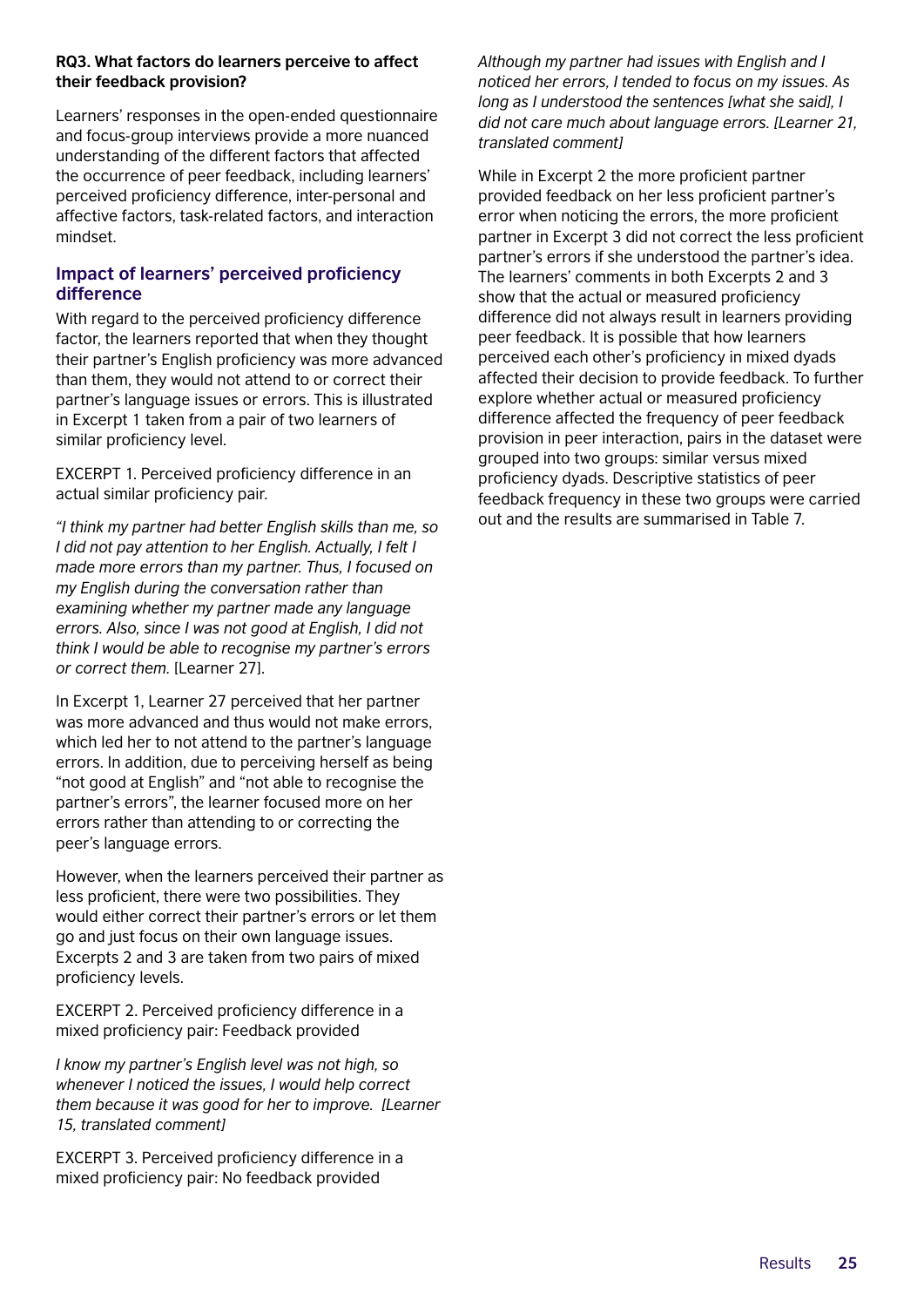**RQ3. What factors do learners perceive to affect their feedback provision?**

Learners' responses in the open-ended questionnaire and focus-group interviews provide a more nuanced understanding of the different factors that affected the occurrence of peer feedback, including learners' perceived proficiency difference, inter-personal and affective factors, task-related factors, and interaction mindset.

### Impact of learners' perceived proficiency difference

With regard to the perceived proficiency difference factor, the learners reported that when they thought their partner's English proficiency was more advanced than them, they would not attend to or correct their partner's language issues or errors. This is illustrated in Excerpt 1 taken from a pair of two learners of similar proficiency level.

EXCERPT 1. Perceived proficiency difference in an actual similar proficiency pair.

*"I think my partner had better English skills than me, so I did not pay attention to her English. Actually, I felt I made more errors than my partner. Thus, I focused on my English during the conversation rather than examining whether my partner made any language errors. Also, since I was not good at English, I did not think I would be able to recognise my partner's errors or correct them.* [Learner 27].

In Excerpt 1, Learner 27 perceived that her partner was more advanced and thus would not make errors, which led her to not attend to the partner's language errors. In addition, due to perceiving herself as being "not good at English" and "not able to recognise the partner's errors", the learner focused more on her errors rather than attending to or correcting the peer's language errors.

However, when the learners perceived their partner as less proficient, there were two possibilities. They would either correct their partner's errors or let them go and just focus on their own language issues. Excerpts 2 and 3 are taken from two pairs of mixed proficiency levels.

EXCERPT 2. Perceived proficiency difference in a mixed proficiency pair: Feedback provided

*I know my partner's English level was not high, so whenever I noticed the issues, I would help correct them because it was good for her to improve. [Learner 15, translated comment]*

EXCERPT 3. Perceived proficiency difference in a mixed proficiency pair: No feedback provided

*Although my partner had issues with English and I noticed her errors, I tended to focus on my issues. As long as I understood the sentences [what she said], I did not care much about language errors. [Learner 21, translated comment]*

While in Excerpt 2 the more proficient partner provided feedback on her less proficient partner's error when noticing the errors, the more proficient partner in Excerpt 3 did not correct the less proficient partner's errors if she understood the partner's idea. The learners' comments in both Excerpts 2 and 3 show that the actual or measured proficiency difference did not always result in learners providing peer feedback. It is possible that how learners perceived each other's proficiency in mixed dyads affected their decision to provide feedback. To further explore whether actual or measured proficiency difference affected the frequency of peer feedback provision in peer interaction, pairs in the dataset were grouped into two groups: similar versus mixed proficiency dyads. Descriptive statistics of peer feedback frequency in these two groups were carried out and the results are summarised in Table 7.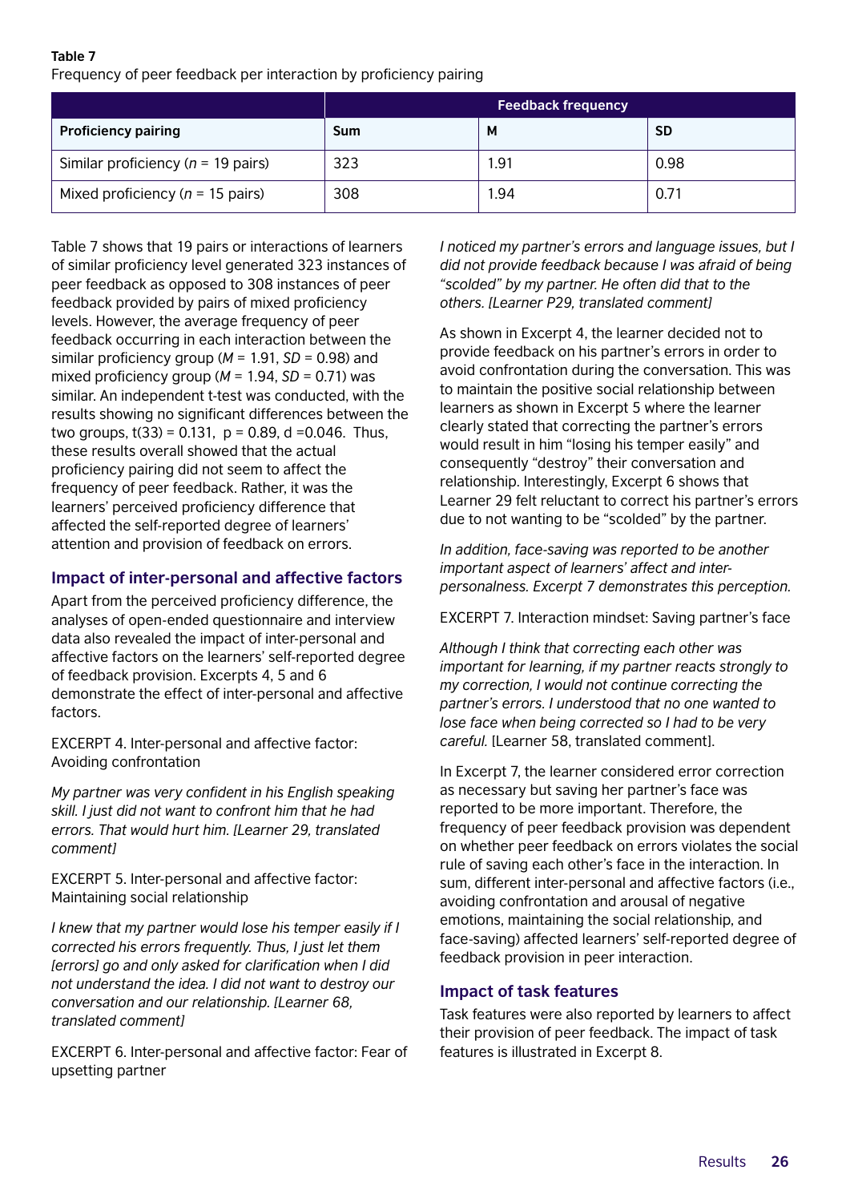**Table 7**
Frequency of peer feedback per interaction by proficiency pairing

| | Feedback frequency | | |
|---|---|---|---|
| **Proficiency pairing** | **Sum** | **M** | **SD** |
| Similar proficiency (*n* = 19 pairs) | 323 | 1.91 | 0.98 |
| Mixed proficiency (*n* = 15 pairs) | 308 | 1.94 | 0.71 |

Table 7 shows that 19 pairs or interactions of learners of similar proficiency level generated 323 instances of peer feedback as opposed to 308 instances of peer feedback provided by pairs of mixed proficiency levels. However, the average frequency of peer feedback occurring in each interaction between the similar proficiency group ($M$ = 1.91, $SD$ = 0.98) and mixed proficiency group ($M$ = 1.94, $SD$ = 0.71) was similar. An independent t-test was conducted, with the results showing no significant differences between the two groups, $t(33) = 0.131$, $p = 0.89$, $d = 0.046$. Thus, these results overall showed that the actual proficiency pairing did not seem to affect the frequency of peer feedback. Rather, it was the learners' perceived proficiency difference that affected the self-reported degree of learners' attention and provision of feedback on errors.

## Impact of inter-personal and affective factors

Apart from the perceived proficiency difference, the analyses of open-ended questionnaire and interview data also revealed the impact of inter-personal and affective factors on the learners' self-reported degree of feedback provision. Excerpts 4, 5 and 6 demonstrate the effect of inter-personal and affective factors.

EXCERPT 4. Inter-personal and affective factor: Avoiding confrontation

*My partner was very confident in his English speaking skill. I just did not want to confront him that he had errors. That would hurt him. [Learner 29, translated comment]*

EXCERPT 5. Inter-personal and affective factor: Maintaining social relationship

*I knew that my partner would lose his temper easily if I corrected his errors frequently. Thus, I just let them [errors] go and only asked for clarification when I did not understand the idea. I did not want to destroy our conversation and our relationship. [Learner 68, translated comment]*

EXCERPT 6. Inter-personal and affective factor: Fear of upsetting partner

*I noticed my partner's errors and language issues, but I did not provide feedback because I was afraid of being "scolded" by my partner. He often did that to the others. [Learner P29, translated comment]*

As shown in Excerpt 4, the learner decided not to provide feedback on his partner's errors in order to avoid confrontation during the conversation. This was to maintain the positive social relationship between learners as shown in Excerpt 5 where the learner clearly stated that correcting the partner's errors would result in him "losing his temper easily" and consequently "destroy" their conversation and relationship. Interestingly, Excerpt 6 shows that Learner 29 felt reluctant to correct his partner's errors due to not wanting to be "scolded" by the partner.

*In addition, face-saving was reported to be another important aspect of learners' affect and inter-personalness. Excerpt 7 demonstrates this perception.*

EXCERPT 7. Interaction mindset: Saving partner's face

*Although I think that correcting each other was important for learning, if my partner reacts strongly to my correction, I would not continue correcting the partner's errors. I understood that no one wanted to lose face when being corrected so I had to be very careful.* [Learner 58, translated comment].

In Excerpt 7, the learner considered error correction as necessary but saving her partner's face was reported to be more important. Therefore, the frequency of peer feedback provision was dependent on whether peer feedback on errors violates the social rule of saving each other's face in the interaction. In sum, different inter-personal and affective factors (i.e., avoiding confrontation and arousal of negative emotions, maintaining the social relationship, and face-saving) affected learners' self-reported degree of feedback provision in peer interaction.

## Impact of task features

Task features were also reported by learners to affect their provision of peer feedback. The impact of task features is illustrated in Excerpt 8.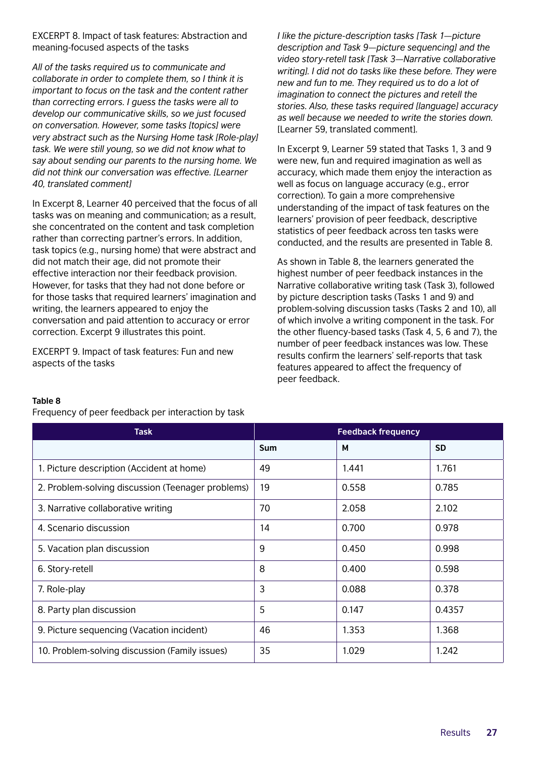EXCERPT 8. Impact of task features: Abstraction and meaning-focused aspects of the tasks

*All of the tasks required us to communicate and collaborate in order to complete them, so I think it is important to focus on the task and the content rather than correcting errors. I guess the tasks were all to develop our communicative skills, so we just focused on conversation. However, some tasks [topics] were very abstract such as the Nursing Home task [Role-play] task. We were still young, so we did not know what to say about sending our parents to the nursing home. We did not think our conversation was effective. [Learner 40, translated comment]*

In Excerpt 8, Learner 40 perceived that the focus of all tasks was on meaning and communication; as a result, she concentrated on the content and task completion rather than correcting partner's errors. In addition, task topics (e.g., nursing home) that were abstract and did not match their age, did not promote their effective interaction nor their feedback provision. However, for tasks that they had not done before or for those tasks that required learners' imagination and writing, the learners appeared to enjoy the conversation and paid attention to accuracy or error correction. Excerpt 9 illustrates this point.

EXCERPT 9. Impact of task features: Fun and new aspects of the tasks

*I like the picture-description tasks [Task 1—picture description and Task 9—picture sequencing] and the video story-retell task [Task 3—Narrative collaborative writing]. I did not do tasks like these before. They were new and fun to me. They required us to do a lot of imagination to connect the pictures and retell the stories. Also, these tasks required [language] accuracy as well because we needed to write the stories down.* [Learner 59, translated comment].

In Excerpt 9, Learner 59 stated that Tasks 1, 3 and 9 were new, fun and required imagination as well as accuracy, which made them enjoy the interaction as well as focus on language accuracy (e.g., error correction). To gain a more comprehensive understanding of the impact of task features on the learners' provision of peer feedback, descriptive statistics of peer feedback across ten tasks were conducted, and the results are presented in Table 8.

As shown in Table 8, the learners generated the highest number of peer feedback instances in the Narrative collaborative writing task (Task 3), followed by picture description tasks (Tasks 1 and 9) and problem-solving discussion tasks (Tasks 2 and 10), all of which involve a writing component in the task. For the other fluency-based tasks (Task 4, 5, 6 and 7), the number of peer feedback instances was low. These results confirm the learners' self-reports that task features appeared to affect the frequency of peer feedback.

**Table 8**
Frequency of peer feedback per interaction by task

| Task | Feedback frequency | | |
|---|---|---|---|
| | **Sum** | **M** | **SD** |
| 1. Picture description (Accident at home) | 49 | 1.441 | 1.761 |
| 2. Problem-solving discussion (Teenager problems) | 19 | 0.558 | 0.785 |
| 3. Narrative collaborative writing | 70 | 2.058 | 2.102 |
| 4. Scenario discussion | 14 | 0.700 | 0.978 |
| 5. Vacation plan discussion | 9 | 0.450 | 0.998 |
| 6. Story-retell | 8 | 0.400 | 0.598 |
| 7. Role-play | 3 | 0.088 | 0.378 |
| 8. Party plan discussion | 5 | 0.147 | 0.4357 |
| 9. Picture sequencing (Vacation incident) | 46 | 1.353 | 1.368 |
| 10. Problem-solving discussion (Family issues) | 35 | 1.029 | 1.242 |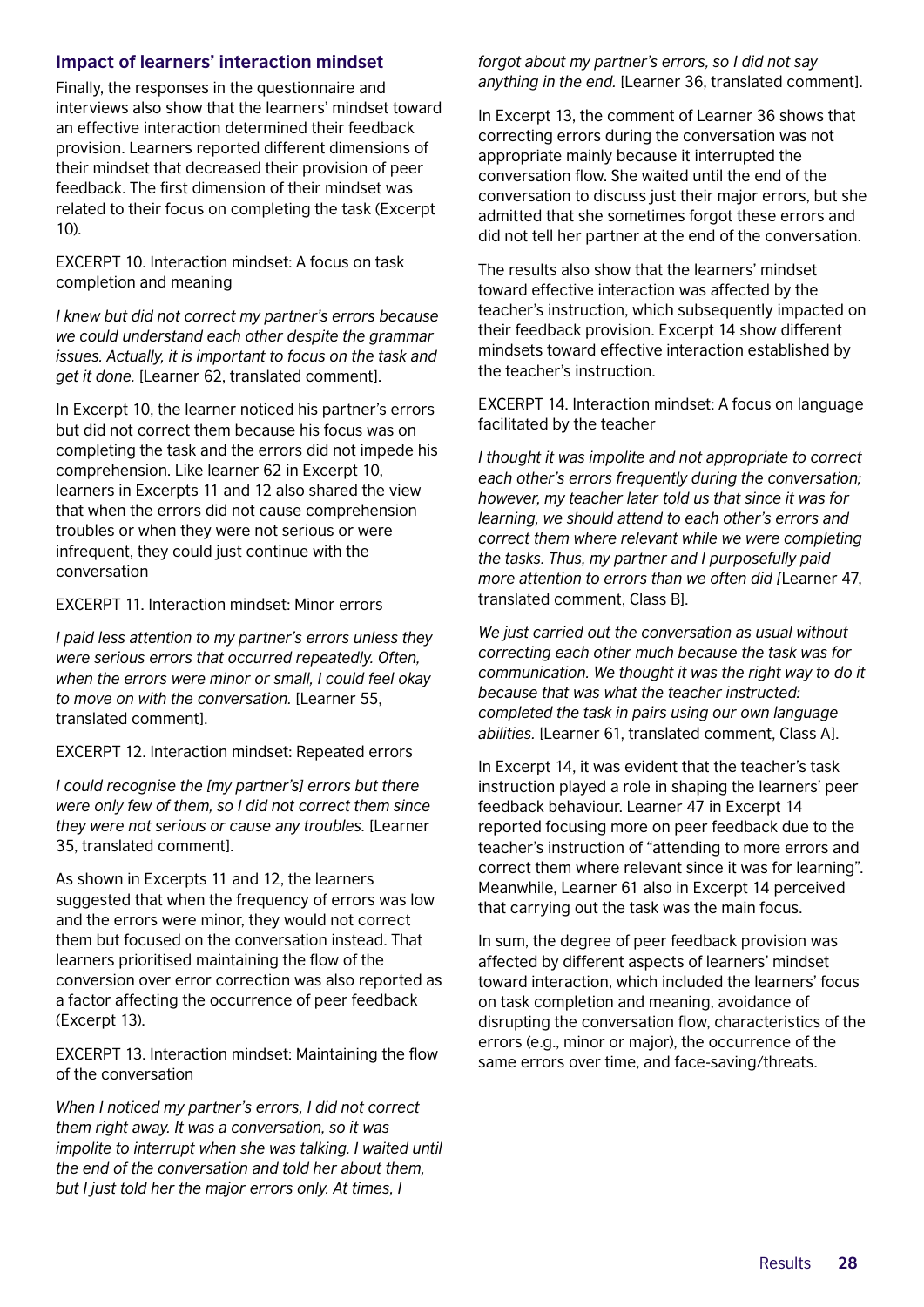### Impact of learners' interaction mindset

Finally, the responses in the questionnaire and interviews also show that the learners' mindset toward an effective interaction determined their feedback provision. Learners reported different dimensions of their mindset that decreased their provision of peer feedback. The first dimension of their mindset was related to their focus on completing the task (Excerpt 10).

EXCERPT 10. Interaction mindset: A focus on task completion and meaning

*I knew but did not correct my partner's errors because we could understand each other despite the grammar issues. Actually, it is important to focus on the task and get it done.* [Learner 62, translated comment].

In Excerpt 10, the learner noticed his partner's errors but did not correct them because his focus was on completing the task and the errors did not impede his comprehension. Like learner 62 in Excerpt 10, learners in Excerpts 11 and 12 also shared the view that when the errors did not cause comprehension troubles or when they were not serious or were infrequent, they could just continue with the conversation

EXCERPT 11. Interaction mindset: Minor errors

*I paid less attention to my partner's errors unless they were serious errors that occurred repeatedly. Often, when the errors were minor or small, I could feel okay to move on with the conversation.* [Learner 55, translated comment].

EXCERPT 12. Interaction mindset: Repeated errors

*I could recognise the [my partner's] errors but there were only few of them, so I did not correct them since they were not serious or cause any troubles.* [Learner 35, translated comment].

As shown in Excerpts 11 and 12, the learners suggested that when the frequency of errors was low and the errors were minor, they would not correct them but focused on the conversation instead. That learners prioritised maintaining the flow of the conversion over error correction was also reported as a factor affecting the occurrence of peer feedback (Excerpt 13).

EXCERPT 13. Interaction mindset: Maintaining the flow of the conversation

*When I noticed my partner's errors, I did not correct them right away. It was a conversation, so it was impolite to interrupt when she was talking. I waited until the end of the conversation and told her about them, but I just told her the major errors only. At times, I forgot about my partner's errors, so I did not say anything in the end.* [Learner 36, translated comment].

In Excerpt 13, the comment of Learner 36 shows that correcting errors during the conversation was not appropriate mainly because it interrupted the conversation flow. She waited until the end of the conversation to discuss just their major errors, but she admitted that she sometimes forgot these errors and did not tell her partner at the end of the conversation.

The results also show that the learners' mindset toward effective interaction was affected by the teacher's instruction, which subsequently impacted on their feedback provision. Excerpt 14 show different mindsets toward effective interaction established by the teacher's instruction.

EXCERPT 14. Interaction mindset: A focus on language facilitated by the teacher

*I thought it was impolite and not appropriate to correct each other's errors frequently during the conversation; however, my teacher later told us that since it was for learning, we should attend to each other's errors and correct them where relevant while we were completing the tasks. Thus, my partner and I purposefully paid more attention to errors than we often did [*Learner 47, translated comment, Class B].

*We just carried out the conversation as usual without correcting each other much because the task was for communication. We thought it was the right way to do it because that was what the teacher instructed: completed the task in pairs using our own language abilities.* [Learner 61, translated comment, Class A].

In Excerpt 14, it was evident that the teacher's task instruction played a role in shaping the learners' peer feedback behaviour. Learner 47 in Excerpt 14 reported focusing more on peer feedback due to the teacher's instruction of "attending to more errors and correct them where relevant since it was for learning". Meanwhile, Learner 61 also in Excerpt 14 perceived that carrying out the task was the main focus.

In sum, the degree of peer feedback provision was affected by different aspects of learners' mindset toward interaction, which included the learners' focus on task completion and meaning, avoidance of disrupting the conversation flow, characteristics of the errors (e.g., minor or major), the occurrence of the same errors over time, and face-saving/threats.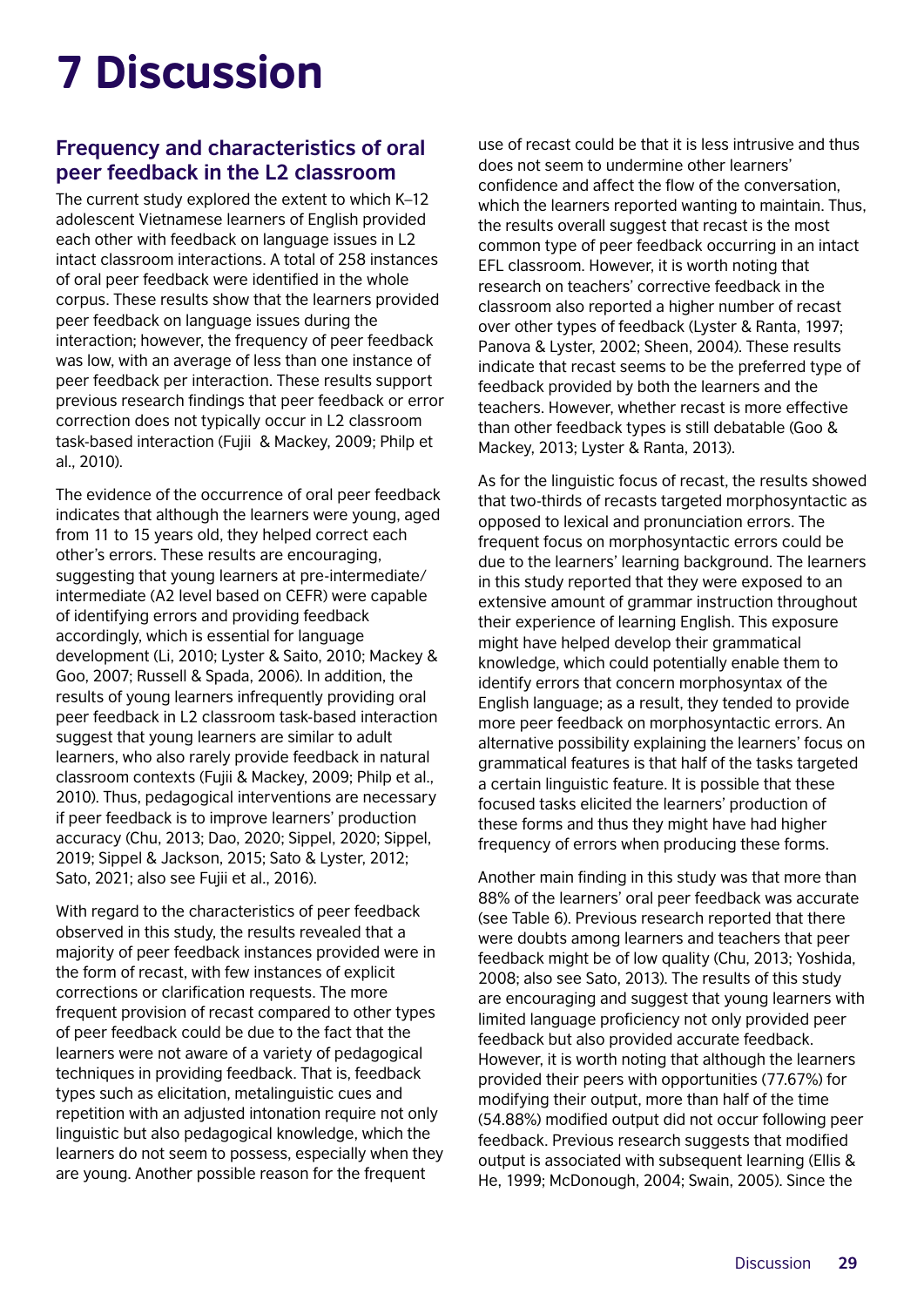# 7 Discussion

## Frequency and characteristics of oral peer feedback in the L2 classroom

The current study explored the extent to which K–12 adolescent Vietnamese learners of English provided each other with feedback on language issues in L2 intact classroom interactions. A total of 258 instances of oral peer feedback were identified in the whole corpus. These results show that the learners provided peer feedback on language issues during the interaction; however, the frequency of peer feedback was low, with an average of less than one instance of peer feedback per interaction. These results support previous research findings that peer feedback or error correction does not typically occur in L2 classroom task-based interaction (Fujii & Mackey, 2009; Philp et al., 2010).

The evidence of the occurrence of oral peer feedback indicates that although the learners were young, aged from 11 to 15 years old, they helped correct each other's errors. These results are encouraging, suggesting that young learners at pre-intermediate/ intermediate (A2 level based on CEFR) were capable of identifying errors and providing feedback accordingly, which is essential for language development (Li, 2010; Lyster & Saito, 2010; Mackey & Goo, 2007; Russell & Spada, 2006). In addition, the results of young learners infrequently providing oral peer feedback in L2 classroom task-based interaction suggest that young learners are similar to adult learners, who also rarely provide feedback in natural classroom contexts (Fujii & Mackey, 2009; Philp et al., 2010). Thus, pedagogical interventions are necessary if peer feedback is to improve learners' production accuracy (Chu, 2013; Dao, 2020; Sippel, 2020; Sippel, 2019; Sippel & Jackson, 2015; Sato & Lyster, 2012; Sato, 2021; also see Fujii et al., 2016).

With regard to the characteristics of peer feedback observed in this study, the results revealed that a majority of peer feedback instances provided were in the form of recast, with few instances of explicit corrections or clarification requests. The more frequent provision of recast compared to other types of peer feedback could be due to the fact that the learners were not aware of a variety of pedagogical techniques in providing feedback. That is, feedback types such as elicitation, metalinguistic cues and repetition with an adjusted intonation require not only linguistic but also pedagogical knowledge, which the learners do not seem to possess, especially when they are young. Another possible reason for the frequent use of recast could be that it is less intrusive and thus does not seem to undermine other learners' confidence and affect the flow of the conversation, which the learners reported wanting to maintain. Thus, the results overall suggest that recast is the most common type of peer feedback occurring in an intact EFL classroom. However, it is worth noting that research on teachers' corrective feedback in the classroom also reported a higher number of recast over other types of feedback (Lyster & Ranta, 1997; Panova & Lyster, 2002; Sheen, 2004). These results indicate that recast seems to be the preferred type of feedback provided by both the learners and the teachers. However, whether recast is more effective than other feedback types is still debatable (Goo & Mackey, 2013; Lyster & Ranta, 2013).

As for the linguistic focus of recast, the results showed that two-thirds of recasts targeted morphosyntactic as opposed to lexical and pronunciation errors. The frequent focus on morphosyntactic errors could be due to the learners' learning background. The learners in this study reported that they were exposed to an extensive amount of grammar instruction throughout their experience of learning English. This exposure might have helped develop their grammatical knowledge, which could potentially enable them to identify errors that concern morphosyntax of the English language; as a result, they tended to provide more peer feedback on morphosyntactic errors. An alternative possibility explaining the learners' focus on grammatical features is that half of the tasks targeted a certain linguistic feature. It is possible that these focused tasks elicited the learners' production of these forms and thus they might have had higher frequency of errors when producing these forms.

Another main finding in this study was that more than 88% of the learners' oral peer feedback was accurate (see Table 6). Previous research reported that there were doubts among learners and teachers that peer feedback might be of low quality (Chu, 2013; Yoshida, 2008; also see Sato, 2013). The results of this study are encouraging and suggest that young learners with limited language proficiency not only provided peer feedback but also provided accurate feedback. However, it is worth noting that although the learners provided their peers with opportunities (77.67%) for modifying their output, more than half of the time (54.88%) modified output did not occur following peer feedback. Previous research suggests that modified output is associated with subsequent learning (Ellis & He, 1999; McDonough, 2004; Swain, 2005). Since the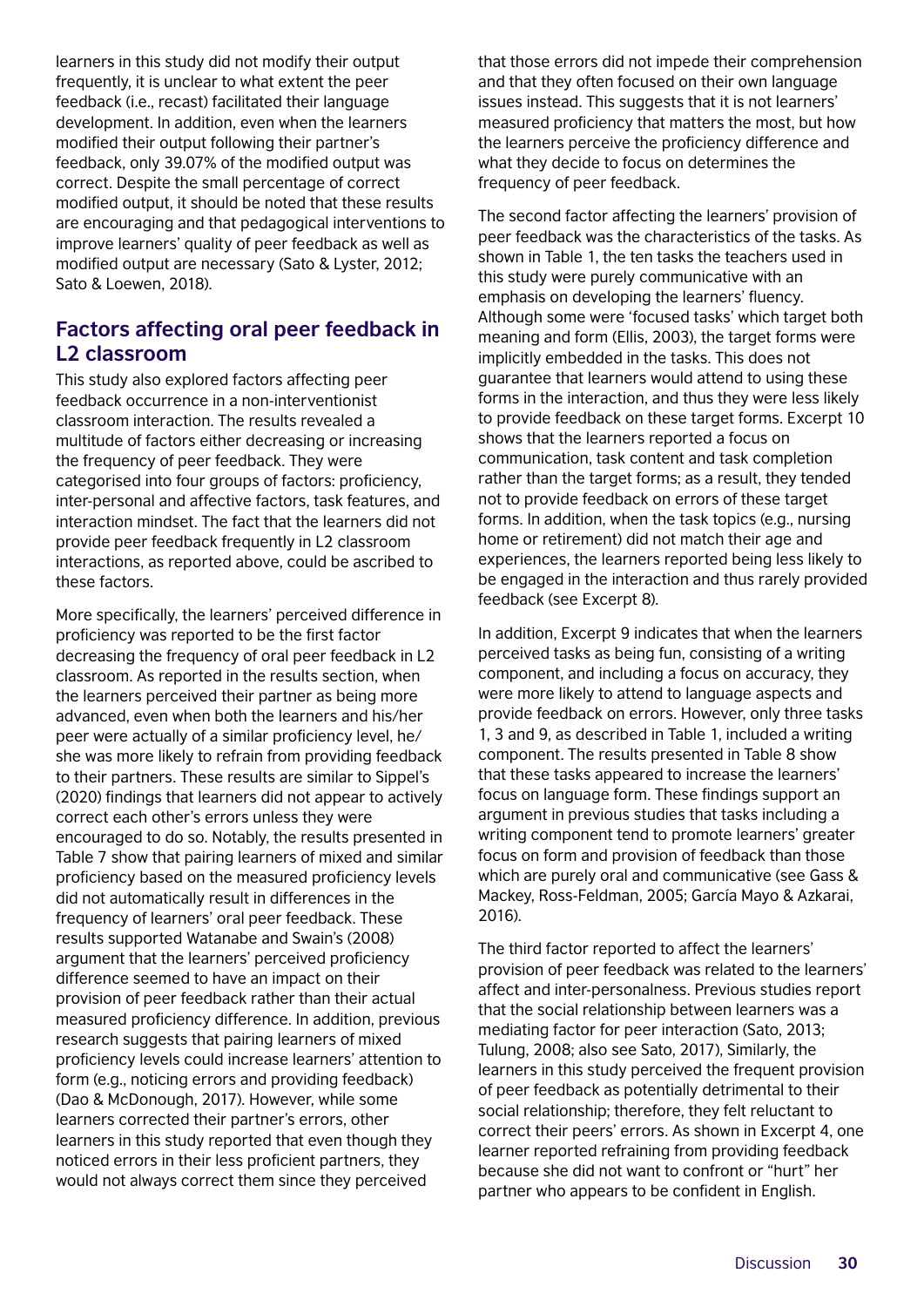learners in this study did not modify their output frequently, it is unclear to what extent the peer feedback (i.e., recast) facilitated their language development. In addition, even when the learners modified their output following their partner's feedback, only 39.07% of the modified output was correct. Despite the small percentage of correct modified output, it should be noted that these results are encouraging and that pedagogical interventions to improve learners' quality of peer feedback as well as modified output are necessary (Sato & Lyster, 2012; Sato & Loewen, 2018).

## Factors affecting oral peer feedback in L2 classroom

This study also explored factors affecting peer feedback occurrence in a non-interventionist classroom interaction. The results revealed a multitude of factors either decreasing or increasing the frequency of peer feedback. They were categorised into four groups of factors: proficiency, inter-personal and affective factors, task features, and interaction mindset. The fact that the learners did not provide peer feedback frequently in L2 classroom interactions, as reported above, could be ascribed to these factors.

More specifically, the learners' perceived difference in proficiency was reported to be the first factor decreasing the frequency of oral peer feedback in L2 classroom. As reported in the results section, when the learners perceived their partner as being more advanced, even when both the learners and his/her peer were actually of a similar proficiency level, he/she was more likely to refrain from providing feedback to their partners. These results are similar to Sippel's (2020) findings that learners did not appear to actively correct each other's errors unless they were encouraged to do so. Notably, the results presented in Table 7 show that pairing learners of mixed and similar proficiency based on the measured proficiency levels did not automatically result in differences in the frequency of learners' oral peer feedback. These results supported Watanabe and Swain's (2008) argument that the learners' perceived proficiency difference seemed to have an impact on their provision of peer feedback rather than their actual measured proficiency difference. In addition, previous research suggests that pairing learners of mixed proficiency levels could increase learners' attention to form (e.g., noticing errors and providing feedback) (Dao & McDonough, 2017). However, while some learners corrected their partner's errors, other learners in this study reported that even though they noticed errors in their less proficient partners, they would not always correct them since they perceived that those errors did not impede their comprehension and that they often focused on their own language issues instead. This suggests that it is not learners' measured proficiency that matters the most, but how the learners perceive the proficiency difference and what they decide to focus on determines the frequency of peer feedback.

The second factor affecting the learners' provision of peer feedback was the characteristics of the tasks. As shown in Table 1, the ten tasks the teachers used in this study were purely communicative with an emphasis on developing the learners' fluency. Although some were 'focused tasks' which target both meaning and form (Ellis, 2003), the target forms were implicitly embedded in the tasks. This does not guarantee that learners would attend to using these forms in the interaction, and thus they were less likely to provide feedback on these target forms. Excerpt 10 shows that the learners reported a focus on communication, task content and task completion rather than the target forms; as a result, they tended not to provide feedback on errors of these target forms. In addition, when the task topics (e.g., nursing home or retirement) did not match their age and experiences, the learners reported being less likely to be engaged in the interaction and thus rarely provided feedback (see Excerpt 8).

In addition, Excerpt 9 indicates that when the learners perceived tasks as being fun, consisting of a writing component, and including a focus on accuracy, they were more likely to attend to language aspects and provide feedback on errors. However, only three tasks 1, 3 and 9, as described in Table 1, included a writing component. The results presented in Table 8 show that these tasks appeared to increase the learners' focus on language form. These findings support an argument in previous studies that tasks including a writing component tend to promote learners' greater focus on form and provision of feedback than those which are purely oral and communicative (see Gass & Mackey, Ross-Feldman, 2005; García Mayo & Azkarai, 2016).

The third factor reported to affect the learners' provision of peer feedback was related to the learners' affect and inter-personalness. Previous studies report that the social relationship between learners was a mediating factor for peer interaction (Sato, 2013; Tulung, 2008; also see Sato, 2017), Similarly, the learners in this study perceived the frequent provision of peer feedback as potentially detrimental to their social relationship; therefore, they felt reluctant to correct their peers' errors. As shown in Excerpt 4, one learner reported refraining from providing feedback because she did not want to confront or "hurt" her partner who appears to be confident in English.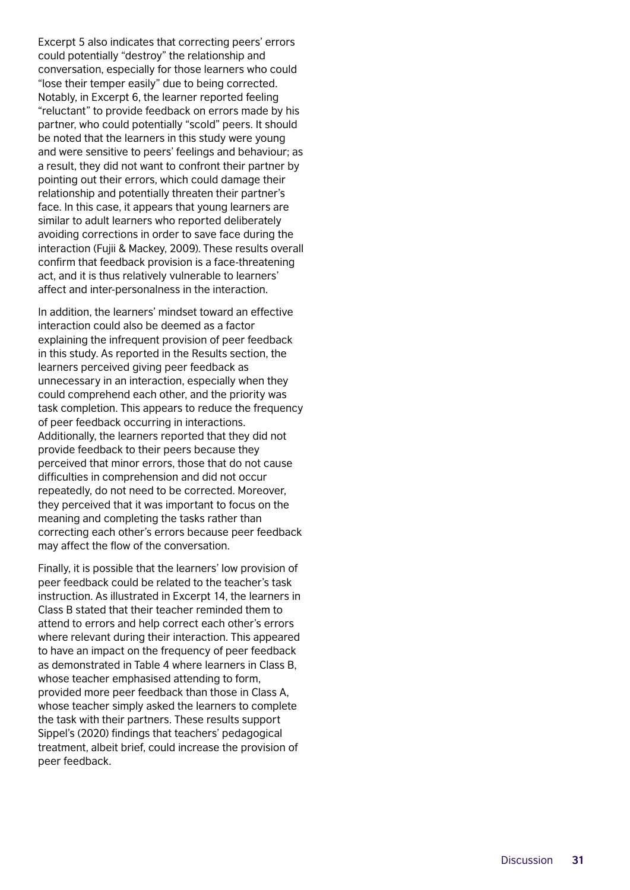Excerpt 5 also indicates that correcting peers' errors could potentially "destroy" the relationship and conversation, especially for those learners who could "lose their temper easily" due to being corrected. Notably, in Excerpt 6, the learner reported feeling "reluctant" to provide feedback on errors made by his partner, who could potentially "scold" peers. It should be noted that the learners in this study were young and were sensitive to peers' feelings and behaviour; as a result, they did not want to confront their partner by pointing out their errors, which could damage their relationship and potentially threaten their partner's face. In this case, it appears that young learners are similar to adult learners who reported deliberately avoiding corrections in order to save face during the interaction (Fujii & Mackey, 2009). These results overall confirm that feedback provision is a face-threatening act, and it is thus relatively vulnerable to learners' affect and inter-personalness in the interaction.

In addition, the learners' mindset toward an effective interaction could also be deemed as a factor explaining the infrequent provision of peer feedback in this study. As reported in the Results section, the learners perceived giving peer feedback as unnecessary in an interaction, especially when they could comprehend each other, and the priority was task completion. This appears to reduce the frequency of peer feedback occurring in interactions. Additionally, the learners reported that they did not provide feedback to their peers because they perceived that minor errors, those that do not cause difficulties in comprehension and did not occur repeatedly, do not need to be corrected. Moreover, they perceived that it was important to focus on the meaning and completing the tasks rather than correcting each other's errors because peer feedback may affect the flow of the conversation.

Finally, it is possible that the learners' low provision of peer feedback could be related to the teacher's task instruction. As illustrated in Excerpt 14, the learners in Class B stated that their teacher reminded them to attend to errors and help correct each other's errors where relevant during their interaction. This appeared to have an impact on the frequency of peer feedback as demonstrated in Table 4 where learners in Class B, whose teacher emphasised attending to form, provided more peer feedback than those in Class A, whose teacher simply asked the learners to complete the task with their partners. These results support Sippel's (2020) findings that teachers' pedagogical treatment, albeit brief, could increase the provision of peer feedback.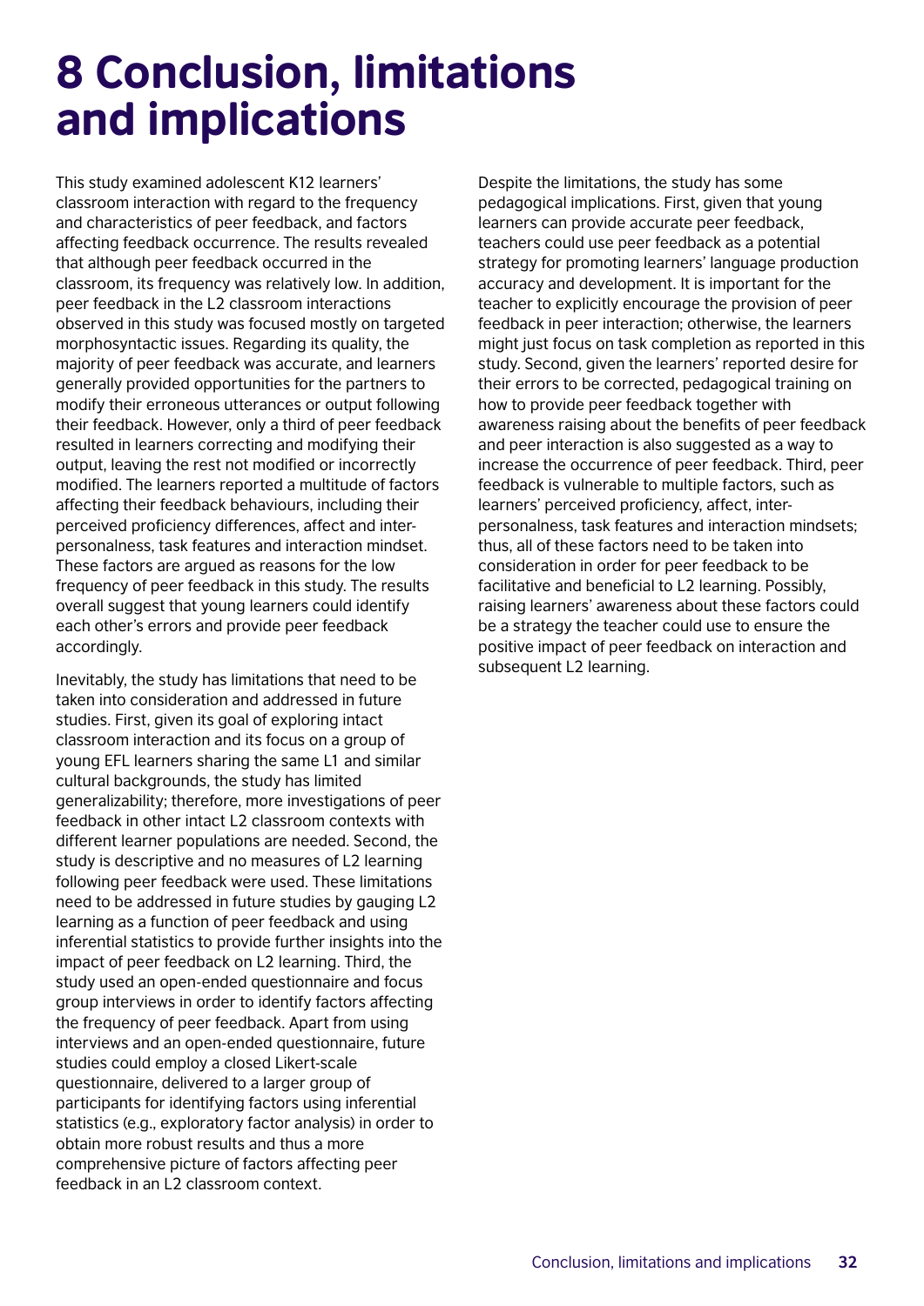# 8 Conclusion, limitations and implications

This study examined adolescent K12 learners' classroom interaction with regard to the frequency and characteristics of peer feedback, and factors affecting feedback occurrence. The results revealed that although peer feedback occurred in the classroom, its frequency was relatively low. In addition, peer feedback in the L2 classroom interactions observed in this study was focused mostly on targeted morphosyntactic issues. Regarding its quality, the majority of peer feedback was accurate, and learners generally provided opportunities for the partners to modify their erroneous utterances or output following their feedback. However, only a third of peer feedback resulted in learners correcting and modifying their output, leaving the rest not modified or incorrectly modified. The learners reported a multitude of factors affecting their feedback behaviours, including their perceived proficiency differences, affect and inter-personalness, task features and interaction mindset. These factors are argued as reasons for the low frequency of peer feedback in this study. The results overall suggest that young learners could identify each other's errors and provide peer feedback accordingly.

Inevitably, the study has limitations that need to be taken into consideration and addressed in future studies. First, given its goal of exploring intact classroom interaction and its focus on a group of young EFL learners sharing the same L1 and similar cultural backgrounds, the study has limited generalizability; therefore, more investigations of peer feedback in other intact L2 classroom contexts with different learner populations are needed. Second, the study is descriptive and no measures of L2 learning following peer feedback were used. These limitations need to be addressed in future studies by gauging L2 learning as a function of peer feedback and using inferential statistics to provide further insights into the impact of peer feedback on L2 learning. Third, the study used an open-ended questionnaire and focus group interviews in order to identify factors affecting the frequency of peer feedback. Apart from using interviews and an open-ended questionnaire, future studies could employ a closed Likert-scale questionnaire, delivered to a larger group of participants for identifying factors using inferential statistics (e.g., exploratory factor analysis) in order to obtain more robust results and thus a more comprehensive picture of factors affecting peer feedback in an L2 classroom context.

Despite the limitations, the study has some pedagogical implications. First, given that young learners can provide accurate peer feedback, teachers could use peer feedback as a potential strategy for promoting learners' language production accuracy and development. It is important for the teacher to explicitly encourage the provision of peer feedback in peer interaction; otherwise, the learners might just focus on task completion as reported in this study. Second, given the learners' reported desire for their errors to be corrected, pedagogical training on how to provide peer feedback together with awareness raising about the benefits of peer feedback and peer interaction is also suggested as a way to increase the occurrence of peer feedback. Third, peer feedback is vulnerable to multiple factors, such as learners' perceived proficiency, affect, inter-personalness, task features and interaction mindsets; thus, all of these factors need to be taken into consideration in order for peer feedback to be facilitative and beneficial to L2 learning. Possibly, raising learners' awareness about these factors could be a strategy the teacher could use to ensure the positive impact of peer feedback on interaction and subsequent L2 learning.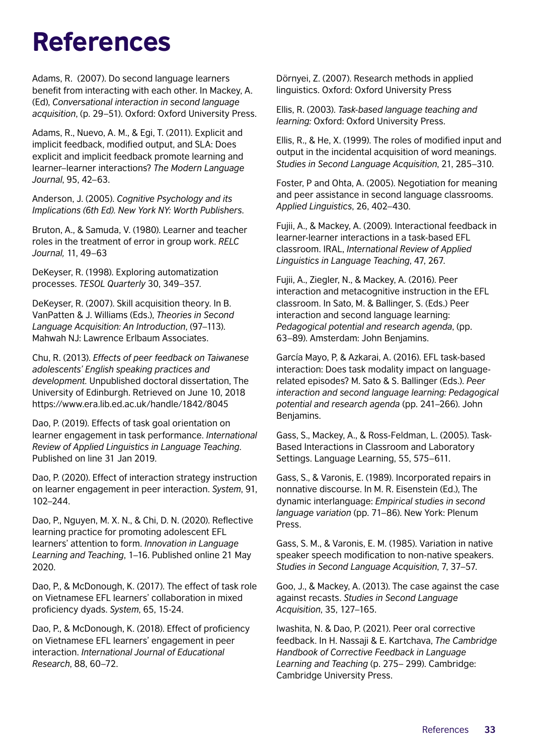# References

Adams, R. (2007). Do second language learners benefit from interacting with each other. In Mackey, A. (Ed), *Conversational interaction in second language acquisition*, (p. 29–51). Oxford: Oxford University Press.

Adams, R., Nuevo, A. M., & Egi, T. (2011). Explicit and implicit feedback, modified output, and SLA: Does explicit and implicit feedback promote learning and learner–learner interactions? *The Modern Language Journal*, 95, 42–63.

Anderson, J. (2005). *Cognitive Psychology and its Implications (6th Ed). New York NY: Worth Publishers*.

Bruton, A., & Samuda, V. (1980). Learner and teacher roles in the treatment of error in group work. *RELC Journal,* 11, 49–63

DeKeyser, R. (1998). Exploring automatization processes. *TESOL Quarterly* 30, 349–357.

DeKeyser, R. (2007). Skill acquisition theory. In B. VanPatten & J. Williams (Eds.), *Theories in Second Language Acquisition: An Introduction*, (97–113). Mahwah NJ: Lawrence Erlbaum Associates.

Chu, R. (2013). *Effects of peer feedback on Taiwanese adolescents' English speaking practices and development.* Unpublished doctoral dissertation, The University of Edinburgh. Retrieved on June 10, 2018 https://www.era.lib.ed.ac.uk/handle/1842/8045

Dao, P. (2019). Effects of task goal orientation on learner engagement in task performance. *International Review of Applied Linguistics in Language Teaching*. Published on line 31 Jan 2019.

Dao, P. (2020). Effect of interaction strategy instruction on learner engagement in peer interaction. *System*, 91, 102–244.

Dao, P., Nguyen, M. X. N., & Chi, D. N. (2020). Reflective learning practice for promoting adolescent EFL learners' attention to form. *Innovation in Language Learning and Teaching*, 1–16. Published online 21 May 2020.

Dao, P., & McDonough, K. (2017). The effect of task role on Vietnamese EFL learners' collaboration in mixed proficiency dyads. *System*, 65, 15-24.

Dao, P., & McDonough, K. (2018). Effect of proficiency on Vietnamese EFL learners' engagement in peer interaction. *International Journal of Educational Research*, 88, 60–72.

Dörnyei, Z. (2007). Research methods in applied linguistics. Oxford: Oxford University Press

Ellis, R. (2003). *Task-based language teaching and learning:* Oxford: Oxford University Press.

Ellis, R., & He, X. (1999). The roles of modified input and output in the incidental acquisition of word meanings. *Studies in Second Language Acquisition*, 21, 285–310.

Foster, P and Ohta, A. (2005). Negotiation for meaning and peer assistance in second language classrooms. *Applied Linguistics*, 26, 402–430.

Fujii, A., & Mackey, A. (2009). Interactional feedback in learner-learner interactions in a task-based EFL classroom. IRAL, *International Review of Applied Linguistics in Language Teaching*, 47, 267.

Fujii, A., Ziegler, N., & Mackey, A. (2016). Peer interaction and metacognitive instruction in the EFL classroom. In Sato, M. & Ballinger, S. (Eds.) Peer interaction and second language learning: *Pedagogical potential and research agenda*, (pp. 63–89). Amsterdam: John Benjamins.

García Mayo, P, & Azkarai, A. (2016). EFL task-based interaction: Does task modality impact on language-related episodes? M. Sato & S. Ballinger (Eds.). *Peer interaction and second language learning: Pedagogical potential and research agenda* (pp. 241–266). John Benjamins.

Gass, S., Mackey, A., & Ross-Feldman, L. (2005). Task-Based Interactions in Classroom and Laboratory Settings. Language Learning, 55, 575–611.

Gass, S., & Varonis, E. (1989). Incorporated repairs in nonnative discourse. In M. R. Eisenstein (Ed.), The dynamic interlanguage: *Empirical studies in second language variation* (pp. 71–86). New York: Plenum Press.

Gass, S. M., & Varonis, E. M. (1985). Variation in native speaker speech modification to non-native speakers. *Studies in Second Language Acquisition*, 7, 37–57.

Goo, J., & Mackey, A. (2013). The case against the case against recasts. *Studies in Second Language Acquisition*, 35, 127–165.

Iwashita, N. & Dao, P. (2021). Peer oral corrective feedback. In H. Nassaji & E. Kartchava, *The Cambridge Handbook of Corrective Feedback in Language Learning and Teaching* (p. 275– 299). Cambridge: Cambridge University Press.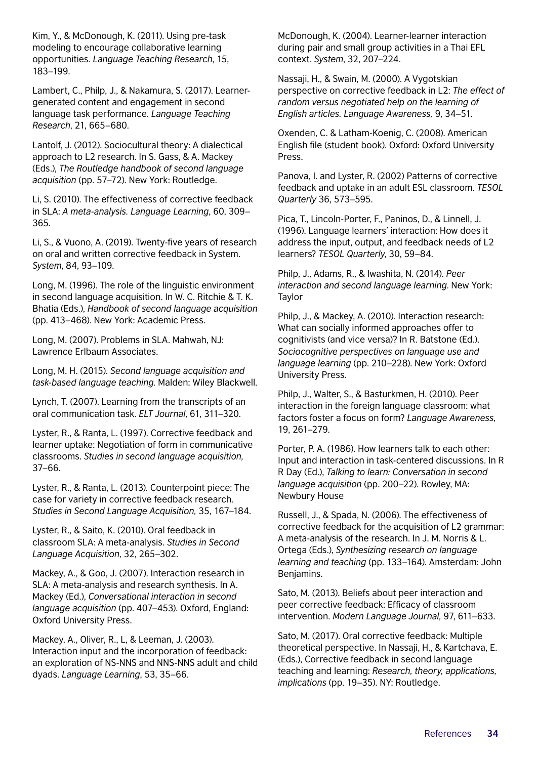Kim, Y., & McDonough, K. (2011). Using pre-task modeling to encourage collaborative learning opportunities. *Language Teaching Research*, 15, 183–199.

Lambert, C., Philp, J., & Nakamura, S. (2017). Learner-generated content and engagement in second language task performance. *Language Teaching Research*, 21, 665–680.

Lantolf, J. (2012). Sociocultural theory: A dialectical approach to L2 research. In S. Gass, & A. Mackey (Eds.), *The Routledge handbook of second language acquisition* (pp. 57–72). New York: Routledge.

Li, S. (2010). The effectiveness of corrective feedback in SLA: *A meta-analysis. Language Learning*, 60, 309–365.

Li, S., & Vuono, A. (2019). Twenty-five years of research on oral and written corrective feedback in System. *System*, 84, 93–109.

Long, M. (1996). The role of the linguistic environment in second language acquisition. In W. C. Ritchie & T. K. Bhatia (Eds.), *Handbook of second language acquisition* (pp. 413–468). New York: Academic Press.

Long, M. (2007). Problems in SLA. Mahwah, NJ: Lawrence Erlbaum Associates.

Long, M. H. (2015). *Second language acquisition and task-based language teaching*. Malden: Wiley Blackwell.

Lynch, T. (2007). Learning from the transcripts of an oral communication task. *ELT Journal*, 61, 311–320.

Lyster, R., & Ranta, L. (1997). Corrective feedback and learner uptake: Negotiation of form in communicative classrooms. *Studies in second language acquisition,* 37–66.

Lyster, R., & Ranta, L. (2013). Counterpoint piece: The case for variety in corrective feedback research. *Studies in Second Language Acquisition,* 35, 167–184.

Lyster, R., & Saito, K. (2010). Oral feedback in classroom SLA: A meta-analysis. *Studies in Second Language Acquisition*, 32, 265–302.

Mackey, A., & Goo, J. (2007). Interaction research in SLA: A meta-analysis and research synthesis. In A. Mackey (Ed.), *Conversational interaction in second language acquisition* (pp. 407–453). Oxford, England: Oxford University Press.

Mackey, A., Oliver, R., L, & Leeman, J. (2003). Interaction input and the incorporation of feedback: an exploration of NS-NNS and NNS-NNS adult and child dyads. *Language Learning*, 53, 35–66.

McDonough, K. (2004). Learner-learner interaction during pair and small group activities in a Thai EFL context. *System*, 32, 207–224.

Nassaji, H., & Swain, M. (2000). A Vygotskian perspective on corrective feedback in L2: *The effect of random versus negotiated help on the learning of English articles. Language Awareness,* 9, 34–51.

Oxenden, C. & Latham-Koenig, C. (2008). American English file (student book). Oxford: Oxford University Press.

Panova, I. and Lyster, R. (2002) Patterns of corrective feedback and uptake in an adult ESL classroom. *TESOL Quarterly* 36, 573–595.

Pica, T., Lincoln-Porter, F., Paninos, D., & Linnell, J. (1996). Language learners' interaction: How does it address the input, output, and feedback needs of L2 learners? *TESOL Quarterly*, 30, 59–84.

Philp, J., Adams, R., & Iwashita, N. (2014). *Peer interaction and second language learning*. New York: Taylor

Philp, J., & Mackey, A. (2010). Interaction research: What can socially informed approaches offer to cognitivists (and vice versa)? In R. Batstone (Ed.), *Sociocognitive perspectives on language use and language learning* (pp. 210–228). New York: Oxford University Press.

Philp, J., Walter, S., & Basturkmen, H. (2010). Peer interaction in the foreign language classroom: what factors foster a focus on form? *Language Awareness,* 19, 261–279.

Porter, P. A. (1986). How learners talk to each other: Input and interaction in task-centered discussions. In R R Day (Ed.), *Talking to learn: Conversation in second language acquisition* (pp. 200–22). Rowley, MA: Newbury House

Russell, J., & Spada, N. (2006). The effectiveness of corrective feedback for the acquisition of L2 grammar: A meta-analysis of the research. In J. M. Norris & L. Ortega (Eds.), *Synthesizing research on language learning and teaching* (pp. 133–164). Amsterdam: John Benjamins.

Sato, M. (2013). Beliefs about peer interaction and peer corrective feedback: Efficacy of classroom intervention. *Modern Language Journal,* 97, 611–633.

Sato, M. (2017). Oral corrective feedback: Multiple theoretical perspective. In Nassaji, H., & Kartchava, E. (Eds.), Corrective feedback in second language teaching and learning: *Research, theory, applications, implications* (pp. 19–35). NY: Routledge.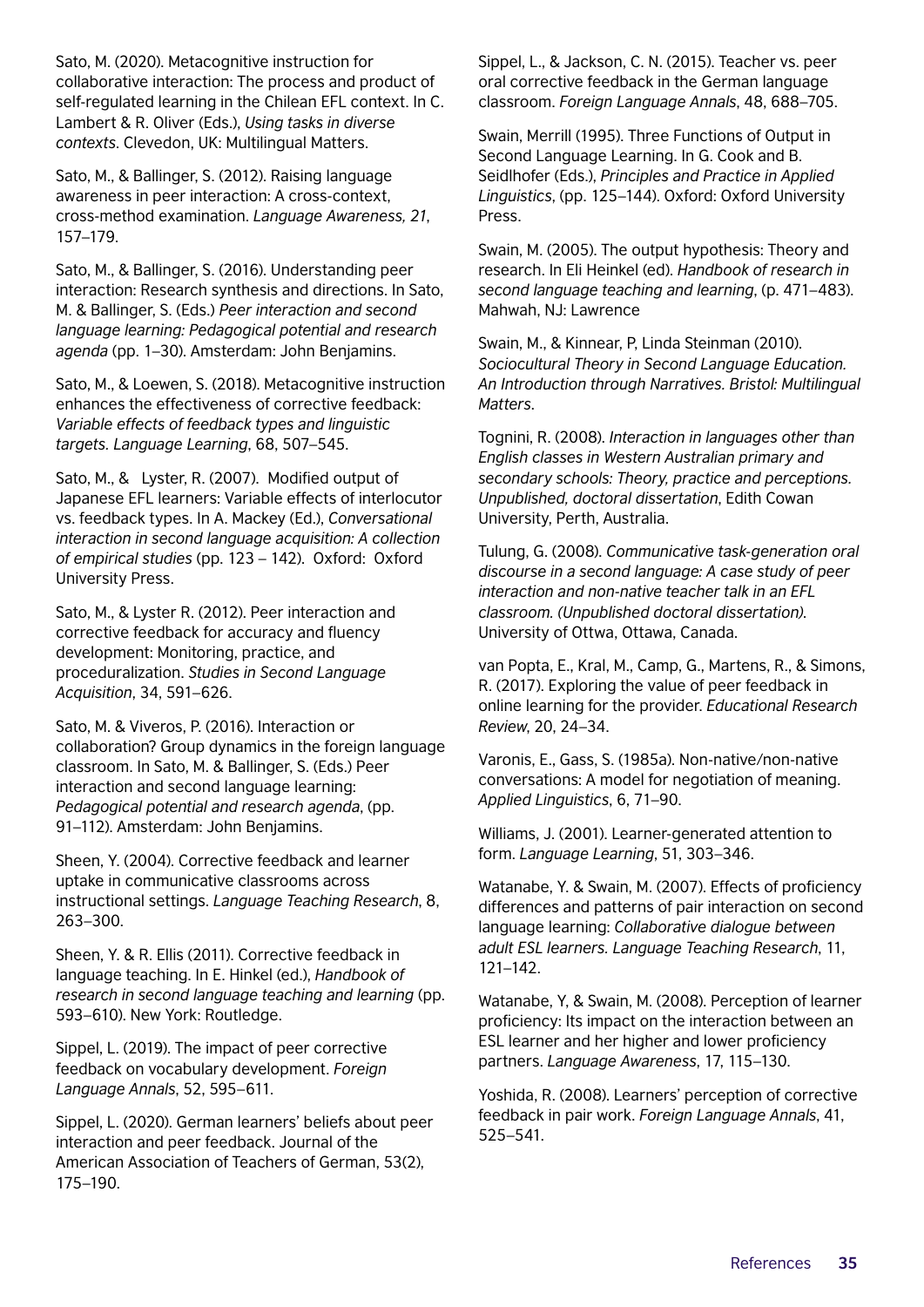Sato, M. (2020). Metacognitive instruction for collaborative interaction: The process and product of self-regulated learning in the Chilean EFL context. In C. Lambert & R. Oliver (Eds.), *Using tasks in diverse contexts*. Clevedon, UK: Multilingual Matters.

Sato, M., & Ballinger, S. (2012). Raising language awareness in peer interaction: A cross-context, cross-method examination. *Language Awareness, 21*, 157–179.

Sato, M., & Ballinger, S. (2016). Understanding peer interaction: Research synthesis and directions. In Sato, M. & Ballinger, S. (Eds.) *Peer interaction and second language learning: Pedagogical potential and research agenda* (pp. 1–30). Amsterdam: John Benjamins.

Sato, M., & Loewen, S. (2018). Metacognitive instruction enhances the effectiveness of corrective feedback: *Variable effects of feedback types and linguistic targets. Language Learning*, 68, 507–545.

Sato, M., & Lyster, R. (2007). Modified output of Japanese EFL learners: Variable effects of interlocutor vs. feedback types. In A. Mackey (Ed.), *Conversational interaction in second language acquisition: A collection of empirical studies* (pp. 123 – 142). Oxford: Oxford University Press.

Sato, M., & Lyster R. (2012). Peer interaction and corrective feedback for accuracy and fluency development: Monitoring, practice, and proceduralization. *Studies in Second Language Acquisition*, 34, 591–626.

Sato, M. & Viveros, P. (2016). Interaction or collaboration? Group dynamics in the foreign language classroom. In Sato, M. & Ballinger, S. (Eds.) Peer interaction and second language learning: *Pedagogical potential and research agenda*, (pp. 91–112). Amsterdam: John Benjamins.

Sheen, Y. (2004). Corrective feedback and learner uptake in communicative classrooms across instructional settings. *Language Teaching Research*, 8, 263–300.

Sheen, Y. & R. Ellis (2011). Corrective feedback in language teaching. In E. Hinkel (ed.), *Handbook of research in second language teaching and learning* (pp. 593–610). New York: Routledge.

Sippel, L. (2019). The impact of peer corrective feedback on vocabulary development. *Foreign Language Annals*, 52, 595–611.

Sippel, L. (2020). German learners' beliefs about peer interaction and peer feedback. Journal of the American Association of Teachers of German, 53(2), 175–190.

Sippel, L., & Jackson, C. N. (2015). Teacher vs. peer oral corrective feedback in the German language classroom. *Foreign Language Annals*, 48, 688–705.

Swain, Merrill (1995). Three Functions of Output in Second Language Learning. In G. Cook and B. Seidlhofer (Eds.), *Principles and Practice in Applied Linguistics*, (pp. 125–144). Oxford: Oxford University Press.

Swain, M. (2005). The output hypothesis: Theory and research. In Eli Heinkel (ed). *Handbook of research in second language teaching and learning*, (p. 471–483). Mahwah, NJ: Lawrence

Swain, M., & Kinnear, P, Linda Steinman (2010). *Sociocultural Theory in Second Language Education. An Introduction through Narratives. Bristol: Multilingual Matters*.

Tognini, R. (2008). *Interaction in languages other than English classes in Western Australian primary and secondary schools: Theory, practice and perceptions. Unpublished, doctoral dissertation*, Edith Cowan University, Perth, Australia.

Tulung, G. (2008). *Communicative task-generation oral discourse in a second language: A case study of peer interaction and non-native teacher talk in an EFL classroom. (Unpublished doctoral dissertation)*. University of Ottwa, Ottawa, Canada.

van Popta, E., Kral, M., Camp, G., Martens, R., & Simons, R. (2017). Exploring the value of peer feedback in online learning for the provider. *Educational Research Review*, 20, 24–34.

Varonis, E., Gass, S. (1985a). Non-native/non-native conversations: A model for negotiation of meaning. *Applied Linguistics*, 6, 71–90.

Williams, J. (2001). Learner-generated attention to form. *Language Learning*, 51, 303–346.

Watanabe, Y. & Swain, M. (2007). Effects of proficiency differences and patterns of pair interaction on second language learning: *Collaborative dialogue between adult ESL learners. Language Teaching Research*, 11, 121–142.

Watanabe, Y, & Swain, M. (2008). Perception of learner proficiency: Its impact on the interaction between an ESL learner and her higher and lower proficiency partners. *Language Awareness*, 17, 115–130.

Yoshida, R. (2008). Learners' perception of corrective feedback in pair work. *Foreign Language Annals*, 41, 525–541.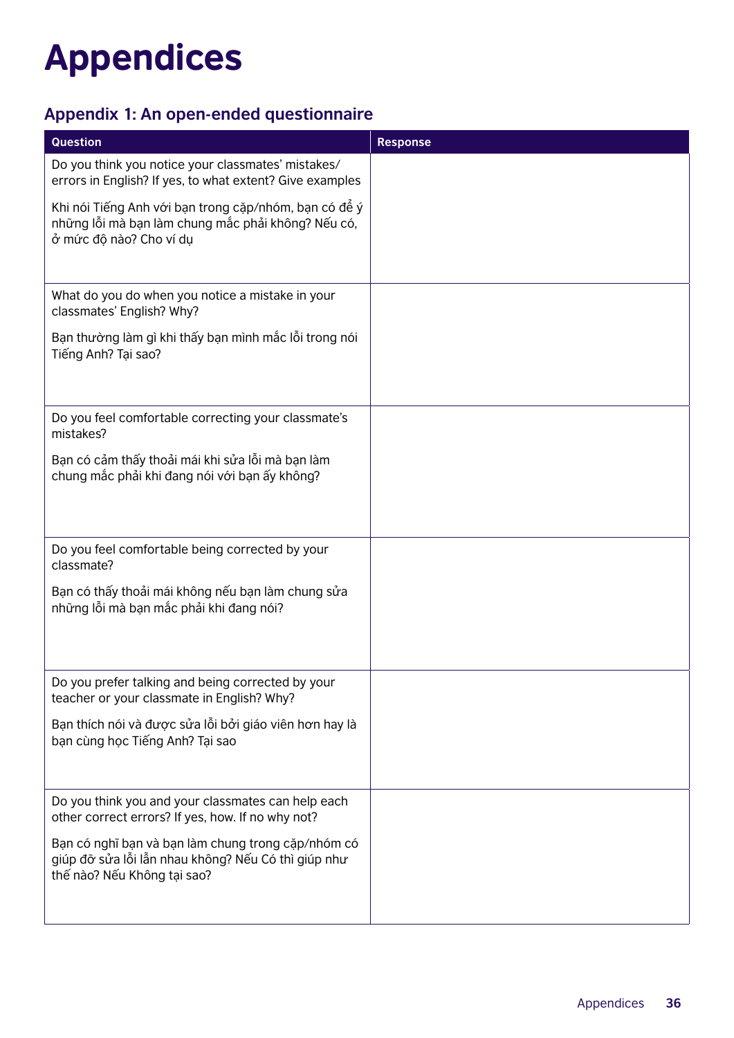# Appendices

## Appendix 1: An open-ended questionnaire

| Question | Response |
|---|---|
| Do you think you notice your classmates' mistakes/ errors in English? If yes, to what extent? Give examples<br><br>Khi nói Tiếng Anh với bạn trong cặp/nhóm, bạn có để ý những lỗi mà bạn làm chung mắc phải không? Nếu có, ở mức độ nào? Cho ví dụ | |
| What do you do when you notice a mistake in your classmates' English? Why?<br><br>Bạn thường làm gì khi thấy bạn mình mắc lỗi trong nói Tiếng Anh? Tại sao? | |
| Do you feel comfortable correcting your classmate's mistakes?<br><br>Bạn có cảm thấy thoải mái khi sửa lỗi mà bạn làm chung mắc phải khi đang nói với bạn ấy không? | |
| Do you feel comfortable being corrected by your classmate?<br><br>Bạn có thấy thoải mái không nếu bạn làm chung sửa những lỗi mà bạn mắc phải khi đang nói? | |
| Do you prefer talking and being corrected by your teacher or your classmate in English? Why?<br><br>Bạn thích nói và được sửa lỗi bởi giáo viên hơn hay là bạn cùng học Tiếng Anh? Tại sao | |
| Do you think you and your classmates can help each other correct errors? If yes, how. If no why not?<br><br>Bạn có nghĩ bạn và bạn làm chung trong cặp/nhóm có giúp đỡ sửa lỗi lẫn nhau không? Nếu Có thì giúp như thế nào? Nếu Không tại sao? | |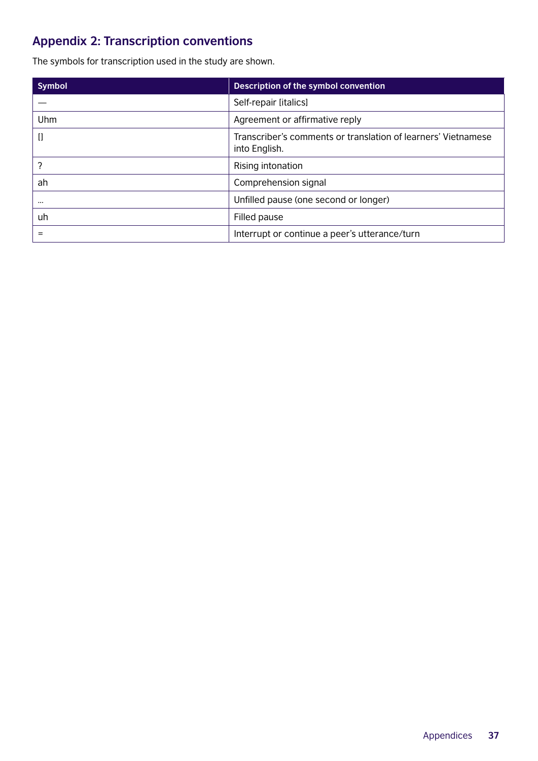## Appendix 2: Transcription conventions

The symbols for transcription used in the study are shown.

| Symbol | Description of the symbol convention |
|---|---|
| — | Self-repair [italics] |
| Uhm | Agreement or affirmative reply |
| [] | Transcriber's comments or translation of learners' Vietnamese into English. |
| ? | Rising intonation |
| ah | Comprehension signal |
| ... | Unfilled pause (one second or longer) |
| uh | Filled pause |
| = | Interrupt or continue a peer's utterance/turn |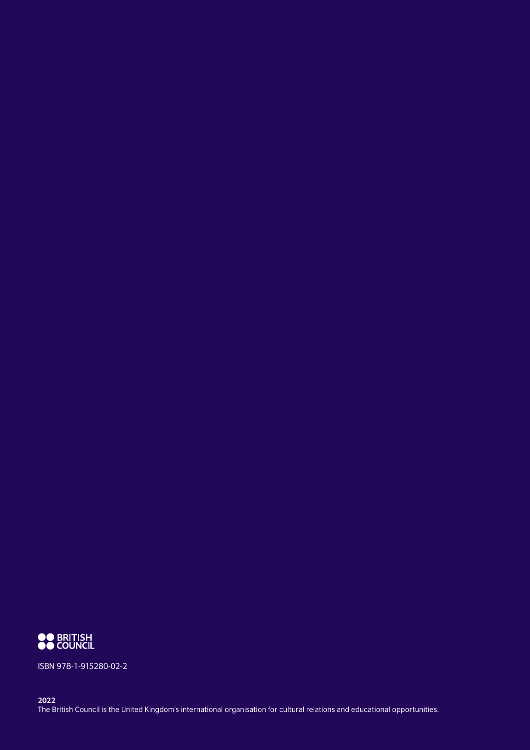BRITISH COUNCIL

ISBN 978-1-915280-02-2

**2022**
The British Council is the United Kingdom's international organisation for cultural relations and educational opportunities.